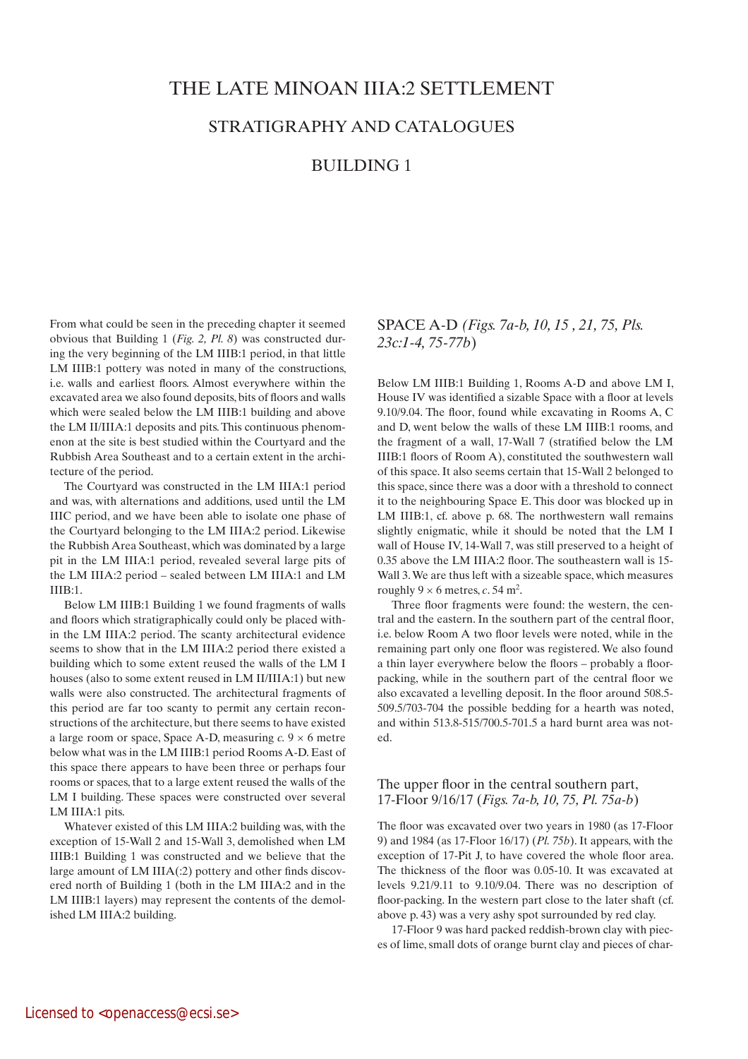# THE LATE MINOAN IIIA:2 SETTLEMENT

## STRATIGRAPHY AND CATALOGUES

## BUILDING 1

From what could be seen in the preceding chapter it seemed obvious that Building 1 (*Fig. 2, Pl. 8*) was constructed during the very beginning of the LM IIIB:1 period, in that little LM IIIB:1 pottery was noted in many of the constructions, i.e. walls and earliest floors. Almost everywhere within the excavated area we also found deposits, bits of floors and walls which were sealed below the LM IIIB:1 building and above the LM II/IIIA:1 deposits and pits. This continuous phenomenon at the site is best studied within the Courtyard and the Rubbish Area Southeast and to a certain extent in the architecture of the period.

The Courtyard was constructed in the LM IIIA:1 period and was, with alternations and additions, used until the LM IIIC period, and we have been able to isolate one phase of the Courtyard belonging to the LM IIIA:2 period. Likewise the Rubbish Area Southeast, which was dominated by a large pit in the LM IIIA:1 period, revealed several large pits of the LM IIIA:2 period – sealed between LM IIIA:1 and LM IIIB:1.

Below LM IIIB:1 Building 1 we found fragments of walls and floors which stratigraphically could only be placed within the LM IIIA:2 period. The scanty architectural evidence seems to show that in the LM IIIA:2 period there existed a building which to some extent reused the walls of the LM I houses (also to some extent reused in LM II/IIIA:1) but new walls were also constructed. The architectural fragments of this period are far too scanty to permit any certain reconstructions of the architecture, but there seems to have existed a large room or space, Space A-D, measuring *c.* 9 × 6 metre below what was in the LM IIIB:1 period Rooms A-D. East of this space there appears to have been three or perhaps four rooms or spaces, that to a large extent reused the walls of the LM I building. These spaces were constructed over several LM IIIA:1 pits.

Whatever existed of this LM IIIA:2 building was, with the exception of 15-Wall 2 and 15-Wall 3, demolished when LM IIIB:1 Building 1 was constructed and we believe that the large amount of LM IIIA(:2) pottery and other finds discovered north of Building 1 (both in the LM IIIA:2 and in the LM IIIB:1 layers) may represent the contents of the demolished LM IIIA:2 building.

### SPACE A-D *(Figs. 7a-b, 10, 15 , 21, 75, Pls. 23c:1-4, 75-77b*)

Below LM IIIB:1 Building 1, Rooms A-D and above LM I, House IV was identified a sizable Space with a floor at levels 9.10/9.04. The floor, found while excavating in Rooms A, C and D, went below the walls of these LM IIIB:1 rooms, and the fragment of a wall, 17-Wall 7 (stratified below the LM IIIB:1 floors of Room A), constituted the southwestern wall of this space. It also seems certain that 15-Wall 2 belonged to this space, since there was a door with a threshold to connect it to the neighbouring Space E. This door was blocked up in LM IIIB:1, cf. above p. 68. The northwestern wall remains slightly enigmatic, while it should be noted that the LM I wall of House IV, 14-Wall 7, was still preserved to a height of 0.35 above the LM IIIA:2 floor. The southeastern wall is 15-Wall 3. We are thus left with a sizeable space, which measures roughly 9 × 6 metres, *c.* 54 m$^2$.

Three floor fragments were found: the western, the central and the eastern. In the southern part of the central floor, i.e. below Room A two floor levels were noted, while in the remaining part only one floor was registered. We also found a thin layer everywhere below the floors – probably a floor-packing, while in the southern part of the central floor we also excavated a levelling deposit. In the floor around 508.5-509.5/703-704 the possible bedding for a hearth was noted, and within 513.8-515/700.5-701.5 a hard burnt area was noted.

### The upper floor in the central southern part, 17-Floor 9/16/17 (*Figs. 7a-b, 10, 75, Pl. 75a-b*)

The floor was excavated over two years in 1980 (as 17-Floor 9) and 1984 (as 17-Floor 16/17) (*Pl. 75b*). It appears, with the exception of 17-Pit J, to have covered the whole floor area. The thickness of the floor was 0.05-10. It was excavated at levels 9.21/9.11 to 9.10/9.04. There was no description of floor-packing. In the western part close to the later shaft (cf. above p. 43) was a very ashy spot surrounded by red clay.

17-Floor 9 was hard packed reddish-brown clay with pieces of lime, small dots of orange burnt clay and pieces of char-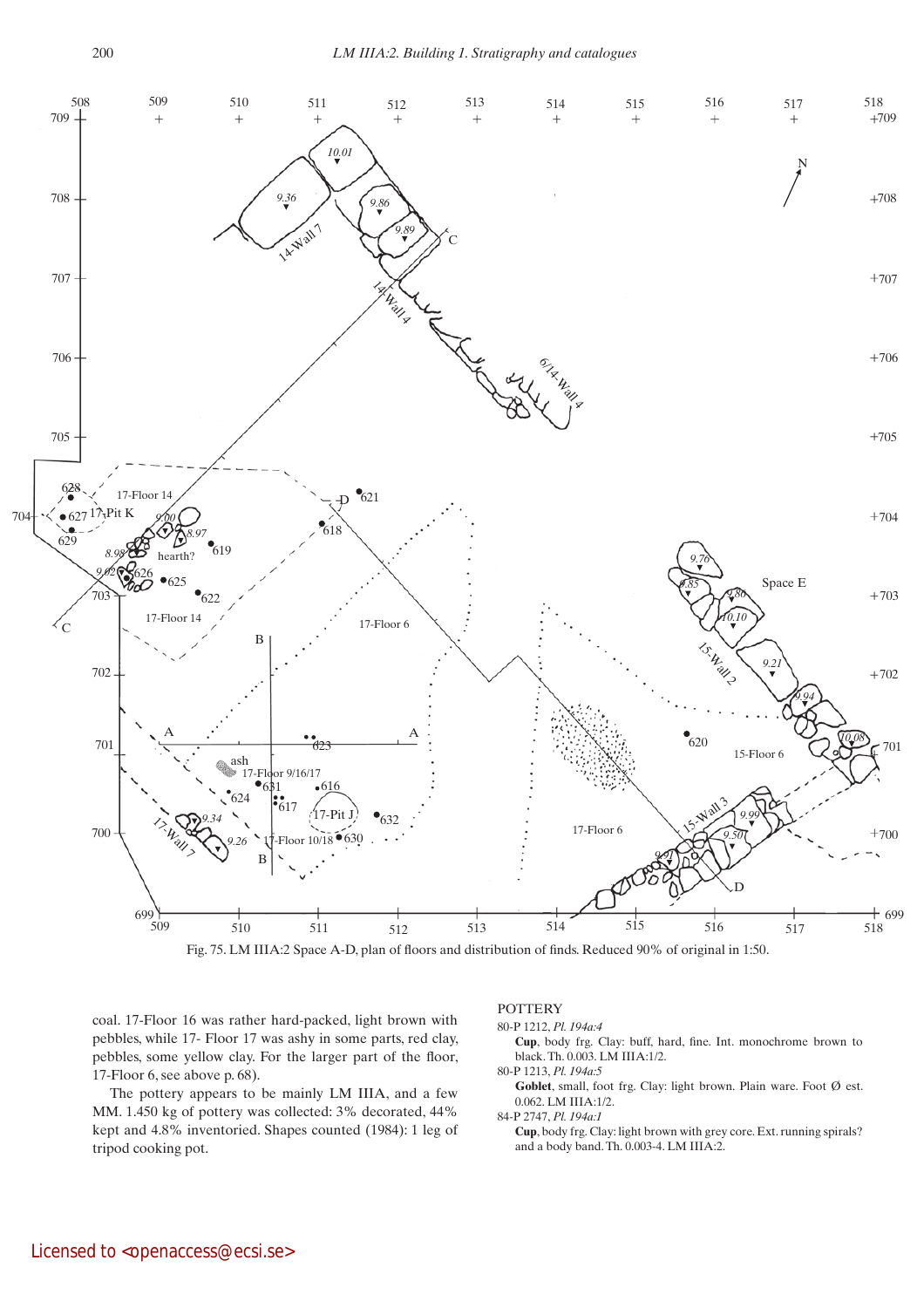Fig. 75. LM IIIA:2 Space A-D, plan of floors and distribution of finds. Reduced 90% of original in 1:50.

coal. 17-Floor 16 was rather hard-packed, light brown with pebbles, while 17- Floor 17 was ashy in some parts, red clay, pebbles, some yellow clay. For the larger part of the floor, 17-Floor 6, see above p. 68).

The pottery appears to be mainly LM IIIA, and a few MM. 1.450 kg of pottery was collected: 3% decorated, 44% kept and 4.8% inventoried. Shapes counted (1984): 1 leg of tripod cooking pot.

POTTERY

80-P 1212, *Pl. 194a:4*

**Cup**, body frg. Clay: buff, hard, fine. Int. monochrome brown to black. Th. 0.003. LM IIIA:1/2.

80-P 1213, *Pl. 194a:5*

**Goblet**, small, foot frg. Clay: light brown. Plain ware. Foot Ø est. 0.062. LM IIIA:1/2.

84-P 2747, *Pl. 194a:1*

**Cup**, body frg. Clay: light brown with grey core. Ext. running spirals? and a body band. Th. 0.003-4. LM IIIA:2.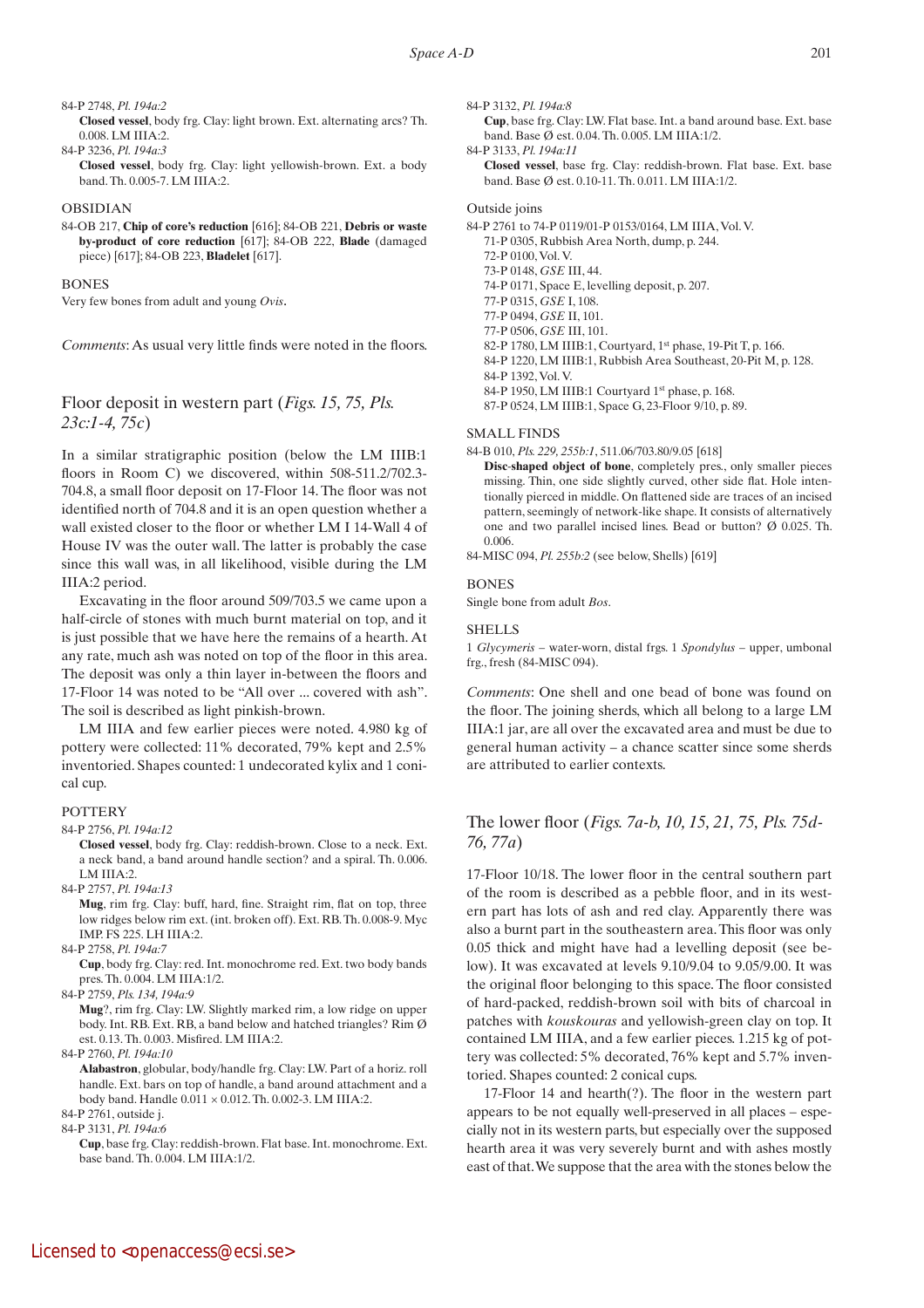84-P 2748, *Pl. 194a:2*
**Closed vessel**, body frg. Clay: light brown. Ext. alternating arcs? Th. 0.008. LM IIIA:2.

84-P 3236, *Pl. 194a:3*
**Closed vessel**, body frg. Clay: light yellowish-brown. Ext. a body band. Th. 0.005-7. LM IIIA:2.

OBSIDIAN

84-OB 217, **Chip of core's reduction** [616]; 84-OB 221, **Debris or waste by-product of core reduction** [617]; 84-OB 222, **Blade** (damaged piece) [617]; 84-OB 223, **Bladelet** [617].

BONES

Very few bones from adult and young *Ovis*.

*Comments*: As usual very little finds were noted in the floors.

## Floor deposit in western part (*Figs. 15, 75, Pls. 23c:1-4, 75c*)

In a similar stratigraphic position (below the LM IIIB:1 floors in Room C) we discovered, within 508-511.2/702.3-704.8, a small floor deposit on 17-Floor 14. The floor was not identified north of 704.8 and it is an open question whether a wall existed closer to the floor or whether LM I 14-Wall 4 of House IV was the outer wall. The latter is probably the case since this wall was, in all likelihood, visible during the LM IIIA:2 period.

Excavating in the floor around 509/703.5 we came upon a half-circle of stones with much burnt material on top, and it is just possible that we have here the remains of a hearth. At any rate, much ash was noted on top of the floor in this area. The deposit was only a thin layer in-between the floors and 17-Floor 14 was noted to be "All over ... covered with ash". The soil is described as light pinkish-brown.

LM IIIA and few earlier pieces were noted. 4.980 kg of pottery were collected: 11% decorated, 79% kept and 2.5% inventoried. Shapes counted: 1 undecorated kylix and 1 conical cup.

POTTERY

84-P 2756, *Pl. 194a:12*
**Closed vessel**, body frg. Clay: reddish-brown. Close to a neck. Ext. a neck band, a band around handle section? and a spiral. Th. 0.006. LM IIIA:2.

84-P 2757, *Pl. 194a:13*
**Mug**, rim frg. Clay: buff, hard, fine. Straight rim, flat on top, three low ridges below rim ext. (int. broken off). Ext. RB. Th. 0.008-9. Myc IMP. FS 225. LH IIIA:2.

84-P 2758, *Pl. 194a:7*
**Cup**, body frg. Clay: red. Int. monochrome red. Ext. two body bands pres. Th. 0.004. LM IIIA:1/2.

84-P 2759, *Pls. 134, 194a:9*
**Mug**?, rim frg. Clay: LW. Slightly marked rim, a low ridge on upper body. Int. RB. Ext. RB, a band below and hatched triangles? Rim Ø est. 0.13. Th. 0.003. Misfired. LM IIIA:2.

84-P 2760, *Pl. 194a:10*
**Alabastron**, globular, body/handle frg. Clay: LW. Part of a horiz. roll handle. Ext. bars on top of handle, a band around attachment and a body band. Handle 0.011 × 0.012. Th. 0.002-3. LM IIIA:2.

84-P 2761, outside j.

84-P 3131, *Pl. 194a:6*
**Cup**, base frg. Clay: reddish-brown. Flat base. Int. monochrome. Ext. base band. Th. 0.004. LM IIIA:1/2.

84-P 3132, *Pl. 194a:8*
**Cup**, base frg. Clay: LW. Flat base. Int. a band around base. Ext. base band. Base Ø est. 0.04. Th. 0.005. LM IIIA:1/2.

84-P 3133, *Pl. 194a:11*
**Closed vessel**, base frg. Clay: reddish-brown. Flat base. Ext. base band. Base Ø est. 0.10-11. Th. 0.011. LM IIIA:1/2.

Outside joins

84-P 2761 to 74-P 0119/01-P 0153/0164, LM IIIA, Vol. V.
71-P 0305, Rubbish Area North, dump, p. 244.
72-P 0100, Vol. V.
73-P 0148, *GSE* III, 44.
74-P 0171, Space E, levelling deposit, p. 207.
77-P 0315, *GSE* I, 108.
77-P 0494, *GSE* II, 101.
77-P 0506, *GSE* III, 101.
82-P 1780, LM IIIB:1, Courtyard, 1st phase, 19-Pit T, p. 166.
84-P 1220, LM IIIB:1, Rubbish Area Southeast, 20-Pit M, p. 128.
84-P 1392, Vol. V.
84-P 1950, LM IIIB:1 Courtyard 1st phase, p. 168.
87-P 0524, LM IIIB:1, Space G, 23-Floor 9/10, p. 89.

SMALL FINDS

84-B 010, *Pls. 229, 255b:1*, 511.06/703.80/9.05 [618]
**Disc-shaped object of bone**, completely pres., only smaller pieces missing. Thin, one side slightly curved, other side flat. Hole intentionally pierced in middle. On flattened side are traces of an incised pattern, seemingly of network-like shape. It consists of alternatively one and two parallel incised lines. Bead or button? Ø 0.025. Th. 0.006.

84-MISC 094, *Pl. 255b:2* (see below, Shells) [619]

BONES

Single bone from adult *Bos*.

SHELLS

1 *Glycymeris* – water-worn, distal frgs. 1 *Spondylus* – upper, umbonal frg., fresh (84-MISC 094).

*Comments*: One shell and one bead of bone was found on the floor. The joining sherds, which all belong to a large LM IIIA:1 jar, are all over the excavated area and must be due to general human activity – a chance scatter since some sherds are attributed to earlier contexts.

## The lower floor (*Figs. 7a-b, 10, 15, 21, 75, Pls. 75d-76, 77a*)

17-Floor 10/18. The lower floor in the central southern part of the room is described as a pebble floor, and in its western part has lots of ash and red clay. Apparently there was also a burnt part in the southeastern area. This floor was only 0.05 thick and might have had a levelling deposit (see below). It was excavated at levels 9.10/9.04 to 9.05/9.00. It was the original floor belonging to this space. The floor consisted of hard-packed, reddish-brown soil with bits of charcoal in patches with *kouskouras* and yellowish-green clay on top. It contained LM IIIA, and a few earlier pieces. 1.215 kg of pottery was collected: 5% decorated, 76% kept and 5.7% inventoried. Shapes counted: 2 conical cups.

17-Floor 14 and hearth(?). The floor in the western part appears to be not equally well-preserved in all places – especially not in its western parts, but especially over the supposed hearth area it was very severely burnt and with ashes mostly east of that. We suppose that the area with the stones below the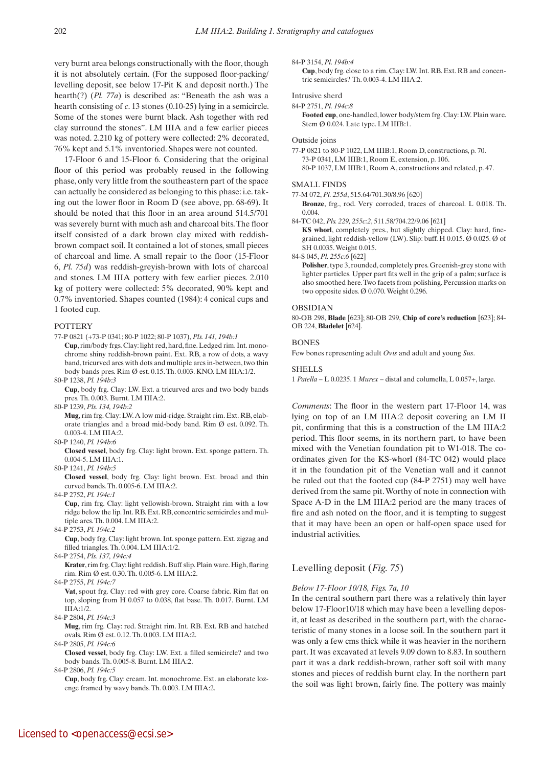very burnt area belongs constructionally with the floor, though it is not absolutely certain. (For the supposed floor-packing/levelling deposit, see below 17-Pit K and deposit north.) The hearth(?) (*Pl. 77a*) is described as: "Beneath the ash was a hearth consisting of *c*. 13 stones (0.10-25) lying in a semicircle. Some of the stones were burnt black. Ash together with red clay surround the stones". LM IIIA and a few earlier pieces was noted. 2.210 kg of pottery were collected: 2% decorated, 76% kept and 5.1% inventoried. Shapes were not counted.

17-Floor 6 and 15-Floor 6. Considering that the original floor of this period was probably reused in the following phase, only very little from the southeastern part of the space can actually be considered as belonging to this phase: i.e. taking out the lower floor in Room D (see above, pp. 68-69). It should be noted that this floor in an area around 514.5/701 was severely burnt with much ash and charcoal bits. The floor itself consisted of a dark brown clay mixed with reddish-brown compact soil. It contained a lot of stones, small pieces of charcoal and lime. A small repair to the floor (15-Floor 6, *Pl. 75d*) was reddish-greyish-brown with lots of charcoal and stones. LM IIIA pottery with few earlier pieces. 2.010 kg of pottery were collected: 5% decorated, 90% kept and 0.7% inventoried. Shapes counted (1984): 4 conical cups and 1 footed cup.

POTTERY

77-P 0821 (+73-P 0341; 80-P 1022; 80-P 1037), *Pls. 141, 194b:1*
**Cup**, rim/body frgs. Clay: light red, hard, fine. Ledged rim. Int. monochrome shiny reddish-brown paint. Ext. RB, a row of dots, a wavy band, tricurved arcs with dots and multiple arcs in-between, two thin body bands pres. Rim Ø est. 0.15. Th. 0.003. KNO. LM IIIA:1/2.

80-P 1238, *Pl. 194b:3*
**Cup**, body frg. Clay: LW. Ext. a tricurved arcs and two body bands pres. Th. 0.003. Burnt. LM IIIA:2.

80-P 1239, *Pls. 134, 194b:2*
**Mug**, rim frg. Clay: LW. A low mid-ridge. Straight rim. Ext. RB, elaborate triangles and a broad mid-body band. Rim Ø est. 0.092. Th. 0.003-4. LM IIIA:2.

80-P 1240, *Pl. 194b:6*
**Closed vessel**, body frg. Clay: light brown. Ext. sponge pattern. Th. 0.004-5. LM IIIA:1.

80-P 1241, *Pl. 194b:5*
**Closed vessel**, body frg. Clay: light brown. Ext. broad and thin curved bands. Th. 0.005-6. LM IIIA:2.

84-P 2752, *Pl. 194c:1*
**Cup**, rim frg. Clay: light yellowish-brown. Straight rim with a low ridge below the lip. Int. RB. Ext. RB, concentric semicircles and multiple arcs. Th. 0.004. LM IIIA:2.

84-P 2753, *Pl. 194c:2*
**Cup**, body frg. Clay: light brown. Int. sponge pattern. Ext. zigzag and filled triangles. Th. 0.004. LM IIIA:1/2.

84-P 2754, *Pls. 137, 194c:4*
**Krater**, rim frg. Clay: light reddish. Buff slip. Plain ware. High, flaring rim. Rim Ø est. 0.30. Th. 0.005-6. LM IIIA:2.

84-P 2755, *Pl. 194c:7*
**Vat**, spout frg. Clay: red with grey core. Coarse fabric. Rim flat on top, sloping from H 0.057 to 0.038, flat base. Th. 0.017. Burnt. LM IIIA:1/2.

84-P 2804, *Pl. 194c:3*
**Mug**, rim frg. Clay: red. Straight rim. Int. RB. Ext. RB and hatched ovals. Rim Ø est. 0.12. Th. 0.003. LM IIIA:2.

84-P 2805, *Pl. 194c:6*
**Closed vessel**, body frg. Clay: LW. Ext. a filled semicircle? and two body bands. Th. 0.005-8. Burnt. LM IIIA:2.

84-P 2806, *Pl. 194c:5*
**Cup**, body frg. Clay: cream. Int. monochrome. Ext. an elaborate lozenge framed by wavy bands. Th. 0.003. LM IIIA:2.

84-P 3154, *Pl. 194b:4*
**Cup**, body frg. close to a rim. Clay: LW. Int. RB. Ext. RB and concentric semicircles? Th. 0.003-4. LM IIIA:2.

Intrusive sherd

84-P 2751, *Pl. 194c:8*
**Footed cup**, one-handled, lower body/stem frg. Clay: LW. Plain ware. Stem Ø 0.024. Late type. LM IIIB:1.

Outside joins

77-P 0821 to 80-P 1022, LM IIIB:1, Room D, constructions, p. 70.
73-P 0341, LM IIIB:1, Room E, extension, p. 106.
80-P 1037, LM IIIB:1, Room A, constructions and related, p. 47.

SMALL FINDS

77-M 072, *Pl. 255d*, 515.64/701.30/8.96 [620]
**Bronze**, frg., rod. Very corroded, traces of charcoal. L 0.018. Th. 0.004.

84-TC 042, *Pls. 229, 255c:2*, 511.58/704.22/9.06 [621]
**KS whorl**, completely pres., but slightly chipped. Clay: hard, fine-grained, light reddish-yellow (LW). Slip: buff. H 0.015. Ø 0.025. Ø of SH 0.0035. Weight 0.015.

84-S 045, *Pl. 255c:6* [622]
**Polisher**, type 3, rounded, completely pres. Greenish-grey stone with lighter particles. Upper part fits well in the grip of a palm; surface is also smoothed here. Two facets from polishing. Percussion marks on two opposite sides. Ø 0.070. Weight 0.296.

OBSIDIAN

80-OB 298, **Blade** [623]; 80-OB 299, **Chip of core's reduction** [623]; 84-OB 224, **Bladelet** [624].

BONES

Few bones representing adult *Ovis* and adult and young *Sus*.

SHELLS

1 *Patella* – L 0.0235. 1 *Murex* – distal and columella, L 0.057+, large.

*Comments*: The floor in the western part 17-Floor 14, was lying on top of an LM IIIA:2 deposit covering an LM II pit, confirming that this is a construction of the LM IIIA:2 period. This floor seems, in its northern part, to have been mixed with the Venetian foundation pit to W1-018. The co-ordinates given for the KS-whorl (84-TC 042) would place it in the foundation pit of the Venetian wall and it cannot be ruled out that the footed cup (84-P 2751) may well have derived from the same pit. Worthy of note in connection with Space A-D in the LM IIIA:2 period are the many traces of fire and ash noted on the floor, and it is tempting to suggest that it may have been an open or half-open space used for industrial activities.

## Levelling deposit (*Fig. 75*)

*Below 17-Floor 10/18, Figs. 7a, 10*

In the central southern part there was a relatively thin layer below 17-Floor10/18 which may have been a levelling deposit, at least as described in the southern part, with the characteristic of many stones in a loose soil. In the southern part it was only a few cms thick while it was heavier in the northern part. It was excavated at levels 9.09 down to 8.83. In southern part it was a dark reddish-brown, rather soft soil with many stones and pieces of reddish burnt clay. In the northern part the soil was light brown, fairly fine. The pottery was mainly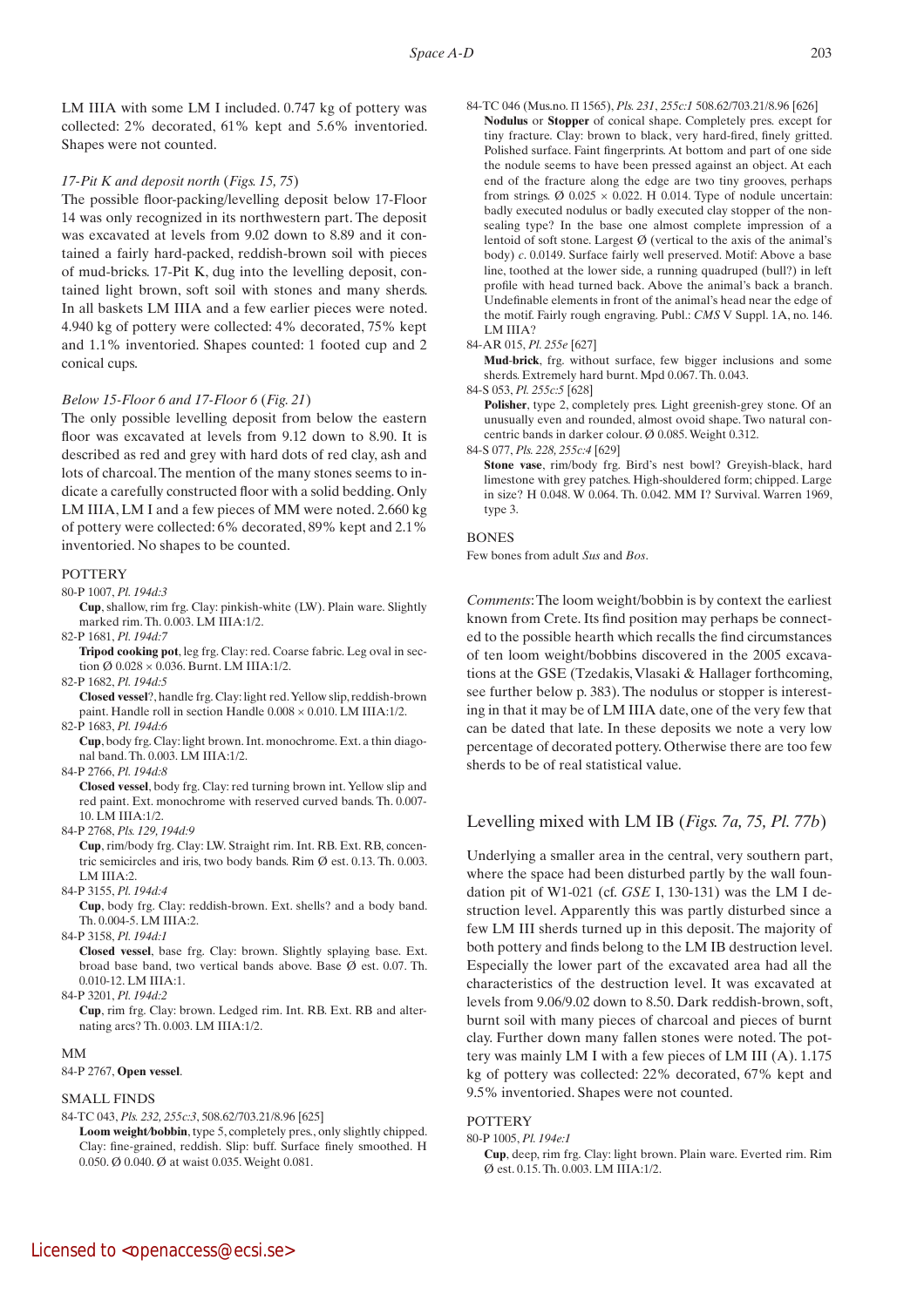LM IIIA with some LM I included. 0.747 kg of pottery was collected: 2% decorated, 61% kept and 5.6% inventoried. Shapes were not counted.

### *17-Pit K and deposit north* (*Figs. 15, 75*)

The possible floor-packing/levelling deposit below 17-Floor 14 was only recognized in its northwestern part. The deposit was excavated at levels from 9.02 down to 8.89 and it contained a fairly hard-packed, reddish-brown soil with pieces of mud-bricks. 17-Pit K, dug into the levelling deposit, contained light brown, soft soil with stones and many sherds. In all baskets LM IIIA and a few earlier pieces were noted. 4.940 kg of pottery were collected: 4% decorated, 75% kept and 1.1% inventoried. Shapes counted: 1 footed cup and 2 conical cups.

### *Below 15-Floor 6 and 17-Floor 6* (*Fig. 21*)

The only possible levelling deposit from below the eastern floor was excavated at levels from 9.12 down to 8.90. It is described as red and grey with hard dots of red clay, ash and lots of charcoal. The mention of the many stones seems to indicate a carefully constructed floor with a solid bedding. Only LM IIIA, LM I and a few pieces of MM were noted. 2.660 kg of pottery were collected: 6% decorated, 89% kept and 2.1% inventoried. No shapes to be counted.

#### POTTERY

80-P 1007, *Pl. 194d:3*
**Cup**, shallow, rim frg. Clay: pinkish-white (LW). Plain ware. Slightly marked rim. Th. 0.003. LM IIIA:1/2.

82-P 1681, *Pl. 194d:7*
**Tripod cooking pot**, leg frg. Clay: red. Coarse fabric. Leg oval in section Ø 0.028 × 0.036. Burnt. LM IIIA:1/2.

82-P 1682, *Pl. 194d:5*
**Closed vessel**?, handle frg. Clay: light red. Yellow slip, reddish-brown paint. Handle roll in section Handle 0.008 × 0.010. LM IIIA:1/2.

82-P 1683, *Pl. 194d:6*
**Cup**, body frg. Clay: light brown. Int. monochrome. Ext. a thin diagonal band. Th. 0.003. LM IIIA:1/2.

84-P 2766, *Pl. 194d:8*
**Closed vessel**, body frg. Clay: red turning brown int. Yellow slip and red paint. Ext. monochrome with reserved curved bands. Th. 0.007-10. LM IIIA:1/2.

84-P 2768, *Pls. 129, 194d:9*
**Cup**, rim/body frg. Clay: LW. Straight rim. Int. RB. Ext. RB, concentric semicircles and iris, two body bands. Rim Ø est. 0.13. Th. 0.003. LM IIIA:2.

84-P 3155, *Pl. 194d:4*
**Cup**, body frg. Clay: reddish-brown. Ext. shells? and a body band. Th. 0.004-5. LM IIIA:2.

84-P 3158, *Pl. 194d:1*
**Closed vessel**, base frg. Clay: brown. Slightly splaying base. Ext. broad base band, two vertical bands above. Base Ø est. 0.07. Th. 0.010-12. LM IIIA:1.

84-P 3201, *Pl. 194d:2*
**Cup**, rim frg. Clay: brown. Ledged rim. Int. RB. Ext. RB and alternating arcs? Th. 0.003. LM IIIA:1/2.

#### MM

84-P 2767, **Open vessel**.

#### SMALL FINDS

84-TC 043, *Pls. 232, 255c:3*, 508.62/703.21/8.96 [625]
**Loom weight/bobbin**, type 5, completely pres., only slightly chipped. Clay: fine-grained, reddish. Slip: buff. Surface finely smoothed. H 0.050. Ø 0.040. Ø at waist 0.035. Weight 0.081.

84-TC 046 (Mus.no. Π 1565), *Pls. 231, 255c:1* 508.62/703.21/8.96 [626]
**Nodulus** or **Stopper** of conical shape. Completely pres. except for tiny fracture. Clay: brown to black, very hard-fired, finely gritted. Polished surface. Faint fingerprints. At bottom and part of one side the nodule seems to have been pressed against an object. At each end of the fracture along the edge are two tiny grooves, perhaps from strings. Ø 0.025 × 0.022. H 0.014. Type of nodule uncertain: badly executed nodulus or badly executed clay stopper of the non-sealing type? In the base one almost complete impression of a lentoid of soft stone. Largest Ø (vertical to the axis of the animal's body) *c*. 0.0149. Surface fairly well preserved. Motif: Above a base line, toothed at the lower side, a running quadruped (bull?) in left profile with head turned back. Above the animal's back a branch. Undefinable elements in front of the animal's head near the edge of the motif. Fairly rough engraving. Publ.: *CMS* V Suppl. 1A, no. 146. LM IIIA?

84-AR 015, *Pl. 255e* [627]
**Mud-brick**, frg. without surface, few bigger inclusions and some sherds. Extremely hard burnt. Mpd 0.067. Th. 0.043.

84-S 053, *Pl. 255c:5* [628]
**Polisher**, type 2, completely pres. Light greenish-grey stone. Of an unusually even and rounded, almost ovoid shape. Two natural concentric bands in darker colour. Ø 0.085. Weight 0.312.

84-S 077, *Pls. 228, 255c:4* [629]
**Stone vase**, rim/body frg. Bird's nest bowl? Greyish-black, hard limestone with grey patches. High-shouldered form; chipped. Large in size? H 0.048. W 0.064. Th. 0.042. MM I? Survival. Warren 1969, type 3.

#### BONES

Few bones from adult *Sus* and *Bos*.

*Comments*: The loom weight/bobbin is by context the earliest known from Crete. Its find position may perhaps be connected to the possible hearth which recalls the find circumstances of ten loom weight/bobbins discovered in the 2005 excavations at the GSE (Tzedakis, Vlasaki & Hallager forthcoming, see further below p. 383). The nodulus or stopper is interesting in that it may be of LM IIIA date, one of the very few that can be dated that late. In these deposits we note a very low percentage of decorated pottery. Otherwise there are too few sherds to be of real statistical value.

## Levelling mixed with LM IB (*Figs. 7a, 75, Pl. 77b*)

Underlying a smaller area in the central, very southern part, where the space had been disturbed partly by the wall foundation pit of W1-021 (cf. *GSE* I, 130-131) was the LM I destruction level. Apparently this was partly disturbed since a few LM III sherds turned up in this deposit. The majority of both pottery and finds belong to the LM IB destruction level. Especially the lower part of the excavated area had all the characteristics of the destruction level. It was excavated at levels from 9.06/9.02 down to 8.50. Dark reddish-brown, soft, burnt soil with many pieces of charcoal and pieces of burnt clay. Further down many fallen stones were noted. The pottery was mainly LM I with a few pieces of LM III (A). 1.175 kg of pottery was collected: 22% decorated, 67% kept and 9.5% inventoried. Shapes were not counted.

#### POTTERY

80-P 1005, *Pl. 194e:1*
**Cup**, deep, rim frg. Clay: light brown. Plain ware. Everted rim. Rim Ø est. 0.15. Th. 0.003. LM IIIA:1/2.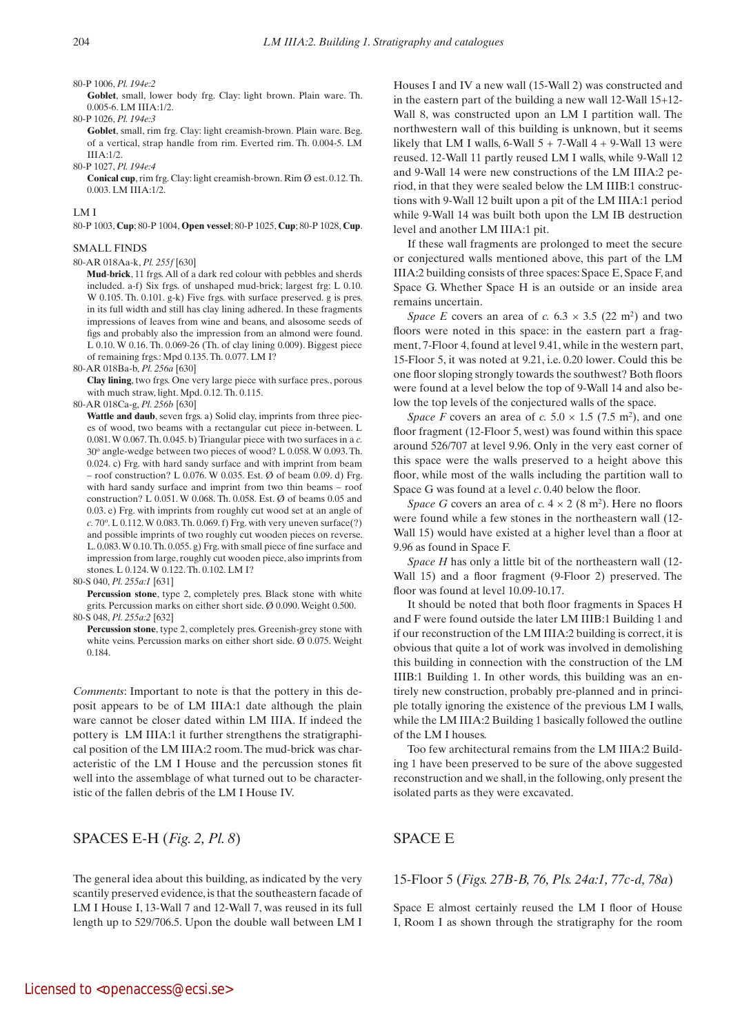80-P 1006, *Pl. 194e:2*

**Goblet**, small, lower body frg. Clay: light brown. Plain ware. Th. 0.005-6. LM IIIA:1/2.

80-P 1026, *Pl. 194e:3*

**Goblet**, small, rim frg. Clay: light creamish-brown. Plain ware. Beg. of a vertical, strap handle from rim. Everted rim. Th. 0.004-5. LM IIIA:1/2.

80-P 1027, *Pl. 194e:4*

**Conical cup**, rim frg. Clay: light creamish-brown. Rim Ø est. 0.12. Th. 0.003. LM IIIA:1/2.

LM I

80-P 1003, **Cup**; 80-P 1004, **Open vessel**; 80-P 1025, **Cup**; 80-P 1028, **Cup**.

SMALL FINDS

80-AR 018Aa-k, *Pl. 255f* [630]

**Mud-brick**, 11 frgs. All of a dark red colour with pebbles and sherds included. a-f) Six frgs. of unshaped mud-brick; largest frg: L 0.10. W 0.105. Th. 0.101. g-k) Five frgs. with surface preserved. g is pres. in its full width and still has clay lining adhered. In these fragments impressions of leaves from wine and beans, and alsosome seeds of figs and probably also the impression from an almond were found. L 0.10. W 0.16. Th. 0.069-26 (Th. of clay lining 0.009). Biggest piece of remaining frgs.: Mpd 0.135. Th. 0.077. LM I?

80-AR 018Ba-b, *Pl. 256a* [630]

**Clay lining**, two frgs. One very large piece with surface pres., porous with much straw, light. Mpd. 0.12. Th. 0.115.

80-AR 018Ca-g, *Pl. 256b* [630]

**Wattle and daub**, seven frgs. a) Solid clay, imprints from three pieces of wood, two beams with a rectangular cut piece in-between. L 0.081. W 0.067. Th. 0.045. b) Triangular piece with two surfaces in a *c.* 30° angle-wedge between two pieces of wood? L 0.058. W 0.093. Th. 0.024. c) Frg. with hard sandy surface and with imprint from beam – roof construction? L 0.076. W 0.035. Est. Ø of beam 0.09. d) Frg. with hard sandy surface and imprint from two thin beams – roof construction? L 0.051. W 0.068. Th. 0.058. Est. Ø of beams 0.05 and 0.03. e) Frg. with imprints from roughly cut wood set at an angle of *c.* 70°. L 0.112. W 0.083. Th. 0.069. f) Frg. with very uneven surface(?) and possible imprints of two roughly cut wooden pieces on reverse. L. 0.083. W 0.10. Th. 0.055. g) Frg. with small piece of fine surface and impression from large, roughly cut wooden piece, also imprints from stones. L 0.124. W 0.122. Th. 0.102. LM I?

80-S 040, *Pl. 255a:1* [631]

**Percussion stone**, type 2, completely pres. Black stone with white grits. Percussion marks on either short side. Ø 0.090. Weight 0.500.

80-S 048, *Pl. 255a:2* [632]

**Percussion stone**, type 2, completely pres. Greenish-grey stone with white veins. Percussion marks on either short side. Ø 0.075. Weight 0.184.

*Comments*: Important to note is that the pottery in this deposit appears to be of LM IIIA:1 date although the plain ware cannot be closer dated within LM IIIA. If indeed the pottery is LM IIIA:1 it further strengthens the stratigraphical position of the LM IIIA:2 room. The mud-brick was characteristic of the LM I House and the percussion stones fit well into the assemblage of what turned out to be characteristic of the fallen debris of the LM I House IV.

## SPACES E-H (*Fig. 2, Pl. 8*)

The general idea about this building, as indicated by the very scantily preserved evidence, is that the southeastern facade of LM I House I, 13-Wall 7 and 12-Wall 7, was reused in its full length up to 529/706.5. Upon the double wall between LM I Houses I and IV a new wall (15-Wall 2) was constructed and in the eastern part of the building a new wall 12-Wall 15+12-Wall 8, was constructed upon an LM I partition wall. The northwestern wall of this building is unknown, but it seems likely that LM I walls, 6-Wall 5 + 7-Wall 4 + 9-Wall 13 were reused. 12-Wall 11 partly reused LM I walls, while 9-Wall 12 and 9-Wall 14 were new constructions of the LM IIIA:2 period, in that they were sealed below the LM IIIB:1 constructions with 9-Wall 12 built upon a pit of the LM IIIA:1 period while 9-Wall 14 was built both upon the LM IB destruction level and another LM IIIA:1 pit.

If these wall fragments are prolonged to meet the secure or conjectured walls mentioned above, this part of the LM IIIA:2 building consists of three spaces: Space E, Space F, and Space G. Whether Space H is an outside or an inside area remains uncertain.

*Space E* covers an area of *c.* 6.3 × 3.5 (22 m$^2$) and two floors were noted in this space: in the eastern part a fragment, 7-Floor 4, found at level 9.41, while in the western part, 15-Floor 5, it was noted at 9.21, i.e. 0.20 lower. Could this be one floor sloping strongly towards the southwest? Both floors were found at a level below the top of 9-Wall 14 and also below the top levels of the conjectured walls of the space.

*Space F* covers an area of *c.* 5.0 × 1.5 (7.5 m$^2$), and one floor fragment (12-Floor 5, west) was found within this space around 526/707 at level 9.96. Only in the very east corner of this space were the walls preserved to a height above this floor, while most of the walls including the partition wall to Space G was found at a level *c.* 0.40 below the floor.

*Space G* covers an area of *c.* 4 × 2 (8 m$^2$). Here no floors were found while a few stones in the northeastern wall (12-Wall 15) would have existed at a higher level than a floor at 9.96 as found in Space F.

*Space H* has only a little bit of the northeastern wall (12-Wall 15) and a floor fragment (9-Floor 2) preserved. The floor was found at level 10.09-10.17.

It should be noted that both floor fragments in Spaces H and F were found outside the later LM IIIB:1 Building 1 and if our reconstruction of the LM IIIA:2 building is correct, it is obvious that quite a lot of work was involved in demolishing this building in connection with the construction of the LM IIIB:1 Building 1. In other words, this building was an entirely new construction, probably pre-planned and in principle totally ignoring the existence of the previous LM I walls, while the LM IIIA:2 Building 1 basically followed the outline of the LM I houses.

Too few architectural remains from the LM IIIA:2 Building 1 have been preserved to be sure of the above suggested reconstruction and we shall, in the following, only present the isolated parts as they were excavated.

## SPACE E

### 15-Floor 5 (*Figs. 27B-B, 76, Pls. 24a:1, 77c-d, 78a*)

Space E almost certainly reused the LM I floor of House I, Room I as shown through the stratigraphy for the room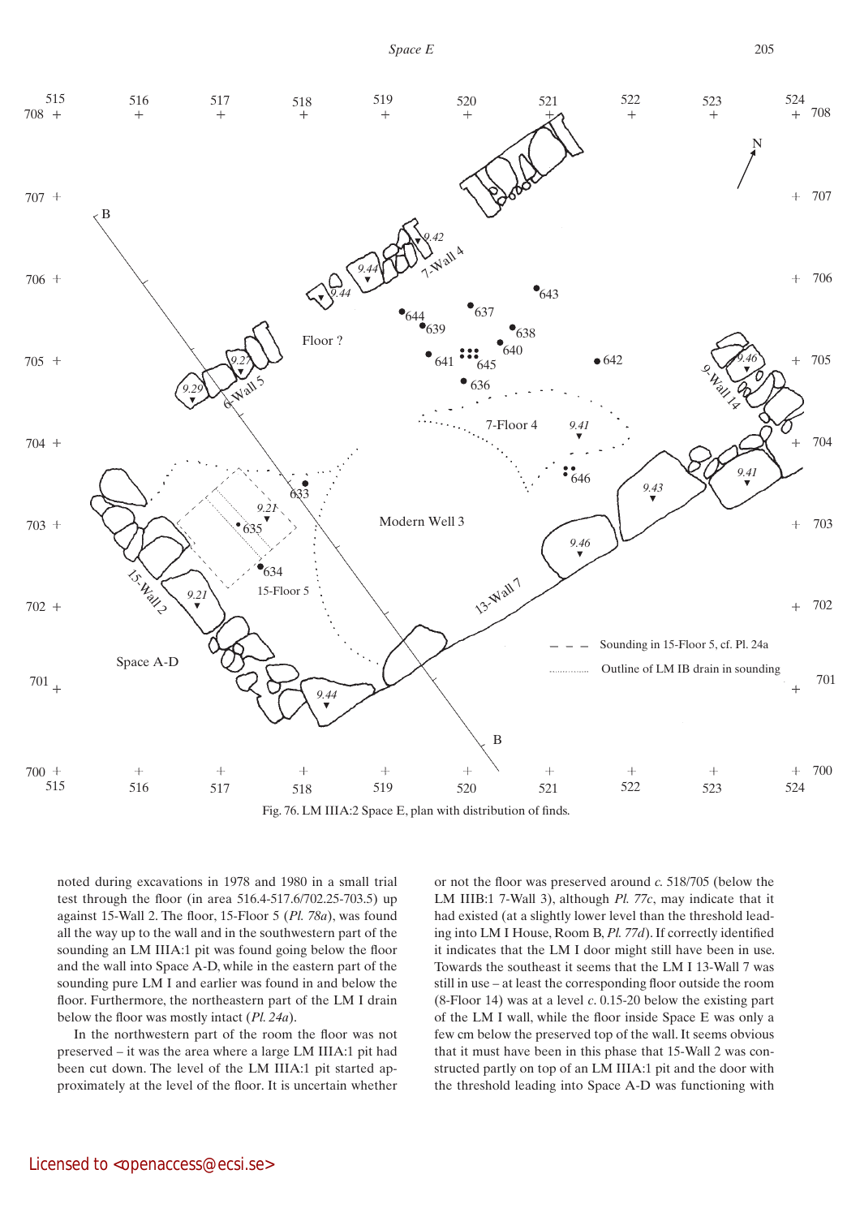Fig. 76. LM IIIA:2 Space E, plan with distribution of finds.

noted during excavations in 1978 and 1980 in a small trial test through the floor (in area 516.4-517.6/702.25-703.5) up against 15-Wall 2. The floor, 15-Floor 5 (*Pl. 78a*), was found all the way up to the wall and in the southwestern part of the sounding an LM IIIA:1 pit was found going below the floor and the wall into Space A-D, while in the eastern part of the sounding pure LM I and earlier was found in and below the floor. Furthermore, the northeastern part of the LM I drain below the floor was mostly intact (*Pl. 24a*).

In the northwestern part of the room the floor was not preserved – it was the area where a large LM IIIA:1 pit had been cut down. The level of the LM IIIA:1 pit started approximately at the level of the floor. It is uncertain whether or not the floor was preserved around *c.* 518/705 (below the LM IIIB:1 7-Wall 3), although *Pl. 77c*, may indicate that it had existed (at a slightly lower level than the threshold leading into LM I House, Room B, *Pl. 77d*). If correctly identified it indicates that the LM I door might still have been in use. Towards the southeast it seems that the LM I 13-Wall 7 was still in use – at least the corresponding floor outside the room (8-Floor 14) was at a level *c.* 0.15-20 below the existing part of the LM I wall, while the floor inside Space E was only a few cm below the preserved top of the wall. It seems obvious that it must have been in this phase that 15-Wall 2 was constructed partly on top of an LM IIIA:1 pit and the door with the threshold leading into Space A-D was functioning with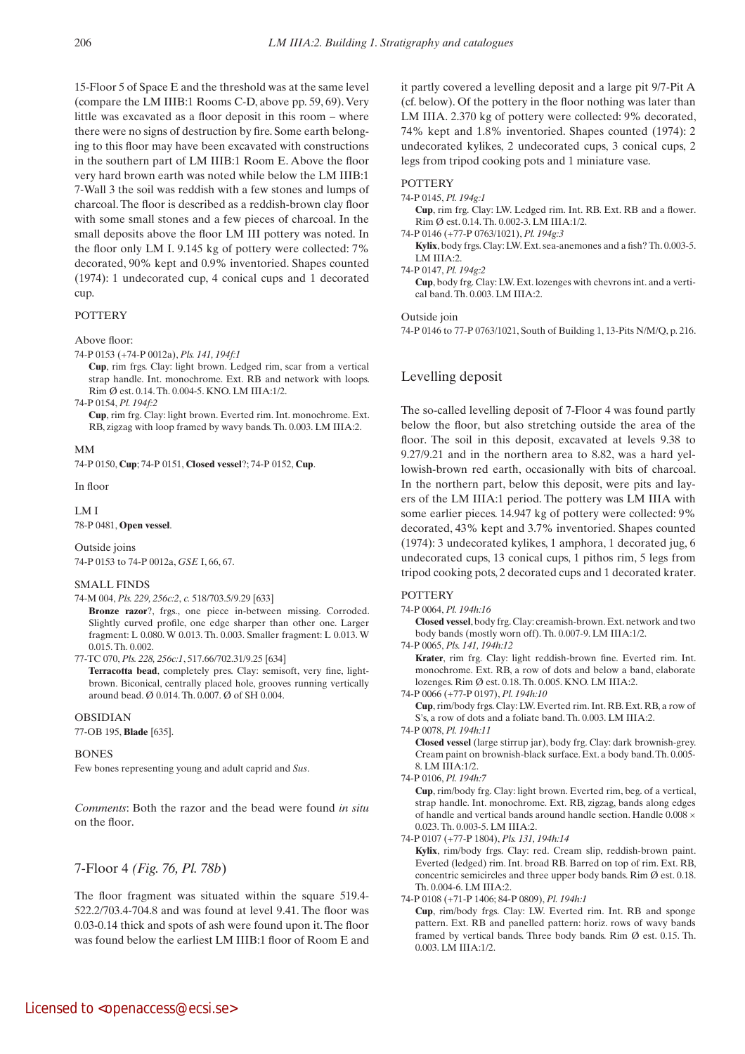15-Floor 5 of Space E and the threshold was at the same level (compare the LM IIIB:1 Rooms C-D, above pp. 59, 69). Very little was excavated as a floor deposit in this room – where there were no signs of destruction by fire. Some earth belonging to this floor may have been excavated with constructions in the southern part of LM IIIB:1 Room E. Above the floor very hard brown earth was noted while below the LM IIIB:1 7-Wall 3 the soil was reddish with a few stones and lumps of charcoal. The floor is described as a reddish-brown clay floor with some small stones and a few pieces of charcoal. In the small deposits above the floor LM III pottery was noted. In the floor only LM I. 9.145 kg of pottery were collected: 7% decorated, 90% kept and 0.9% inventoried. Shapes counted (1974): 1 undecorated cup, 4 conical cups and 1 decorated cup.

#### POTTERY

Above floor:

74-P 0153 (+74-P 0012a), *Pls. 141, 194f:1*
**Cup**, rim frgs. Clay: light brown. Ledged rim, scar from a vertical strap handle. Int. monochrome. Ext. RB and network with loops. Rim Ø est. 0.14. Th. 0.004-5. KNO. LM IIIA:1/2.

74-P 0154, *Pl. 194f:2*
**Cup**, rim frg. Clay: light brown. Everted rim. Int. monochrome. Ext. RB, zigzag with loop framed by wavy bands. Th. 0.003. LM IIIA:2.

MM

74-P 0150, **Cup**; 74-P 0151, **Closed vessel**?; 74-P 0152, **Cup**.

In floor

LM I

78-P 0481, **Open vessel**.

Outside joins

74-P 0153 to 74-P 0012a, *GSE* I, 66, 67.

#### SMALL FINDS

74-M 004, *Pls. 229, 256c:2*, *c.* 518/703.5/9.29 [633]
**Bronze razor**?, frgs., one piece in-between missing. Corroded. Slightly curved profile, one edge sharper than other one. Larger fragment: L 0.080. W 0.013. Th. 0.003. Smaller fragment: L 0.013. W 0.015. Th. 0.002.

77-TC 070, *Pls. 228, 256c:1*, 517.66/702.31/9.25 [634]
**Terracotta bead**, completely pres. Clay: semisoft, very fine, light-brown. Biconical, centrally placed hole, grooves running vertically around bead. Ø 0.014. Th. 0.007. Ø of SH 0.004.

#### OBSIDIAN

77-OB 195, **Blade** [635].

#### BONES

Few bones representing young and adult caprid and *Sus*.

*Comments*: Both the razor and the bead were found *in situ* on the floor.

## 7-Floor 4 *(Fig. 76, Pl. 78b)*

The floor fragment was situated within the square 519.4-522.2/703.4-704.8 and was found at level 9.41. The floor was 0.03-0.14 thick and spots of ash were found upon it. The floor was found below the earliest LM IIIB:1 floor of Room E and it partly covered a levelling deposit and a large pit 9/7-Pit A (cf. below). Of the pottery in the floor nothing was later than LM IIIA. 2.370 kg of pottery were collected: 9% decorated, 74% kept and 1.8% inventoried. Shapes counted (1974): 2 undecorated kylikes, 2 undecorated cups, 3 conical cups, 2 legs from tripod cooking pots and 1 miniature vase.

#### POTTERY

74-P 0145, *Pl. 194g:1*
**Cup**, rim frg. Clay: LW. Ledged rim. Int. RB. Ext. RB and a flower. Rim Ø est. 0.14. Th. 0.002-3. LM IIIA:1/2.

74-P 0146 (+77-P 0763/1021), *Pl. 194g:3*
**Kylix**, body frgs. Clay: LW. Ext. sea-anemones and a fish? Th. 0.003-5. LM IIIA:2.

74-P 0147, *Pl. 194g:2*
**Cup**, body frg. Clay: LW. Ext. lozenges with chevrons int. and a vertical band. Th. 0.003. LM IIIA:2.

Outside join

74-P 0146 to 77-P 0763/1021, South of Building 1, 13-Pits N/M/Q, p. 216.

### Levelling deposit

The so-called levelling deposit of 7-Floor 4 was found partly below the floor, but also stretching outside the area of the floor. The soil in this deposit, excavated at levels 9.38 to 9.27/9.21 and in the northern area to 8.82, was a hard yellowish-brown red earth, occasionally with bits of charcoal. In the northern part, below this deposit, were pits and layers of the LM IIIA:1 period. The pottery was LM IIIA with some earlier pieces. 14.947 kg of pottery were collected: 9% decorated, 43% kept and 3.7% inventoried. Shapes counted (1974): 3 undecorated kylikes, 1 amphora, 1 decorated jug, 6 undecorated cups, 13 conical cups, 1 pithos rim, 5 legs from tripod cooking pots, 2 decorated cups and 1 decorated krater.

#### POTTERY

74-P 0064, *Pl. 194h:16*
**Closed vessel**, body frg. Clay: creamish-brown. Ext. network and two body bands (mostly worn off). Th. 0.007-9. LM IIIA:1/2.

74-P 0065, *Pls. 141, 194h:12*
**Krater**, rim frg. Clay: light reddish-brown fine. Everted rim. Int. monochrome. Ext. RB, a row of dots and below a band, elaborate lozenges. Rim Ø est. 0.18. Th. 0.005. KNO. LM IIIA:2.

74-P 0066 (+77-P 0197), *Pl. 194h:10*
**Cup**, rim/body frgs. Clay: LW. Everted rim. Int. RB. Ext. RB, a row of S's, a row of dots and a foliate band. Th. 0.003. LM IIIA:2.

74-P 0078, *Pl. 194h:11*
**Closed vessel** (large stirrup jar), body frg. Clay: dark brownish-grey. Cream paint on brownish-black surface. Ext. a body band. Th. 0.005-8. LM IIIA:1/2.

74-P 0106, *Pl. 194h:7*
**Cup**, rim/body frgs. Clay: light brown. Everted rim, beg. of a vertical, strap handle. Int. monochrome. Ext. RB, zigzag, bands along edges of handle and vertical bands around handle section. Handle 0.008 × 0.023. Th. 0.003-5. LM IIIA:2.

74-P 0107 (+77-P 1804), *Pls. 131, 194h:14*
**Kylix**, rim/body frgs. Clay: red. Cream slip, reddish-brown paint. Everted (ledged) rim. Int. broad RB. Barred on top of rim. Ext. RB, concentric semicircles and three upper body bands. Rim Ø est. 0.18. Th. 0.004-6. LM IIIA:2.

74-P 0108 (+71-P 1406; 84-P 0809), *Pl. 194h:1*
**Cup**, rim/body frgs. Clay: LW. Everted rim. Int. RB and sponge pattern. Ext. RB and panelled pattern: horiz. rows of wavy bands framed by vertical bands. Three body bands. Rim Ø est. 0.15. Th. 0.003. LM IIIA:1/2.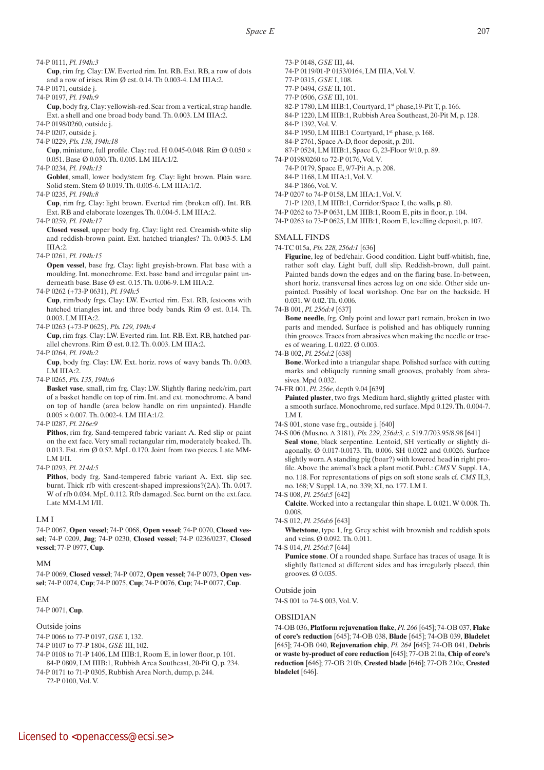74-P 0111, *Pl. 194h:3*

**Cup**, rim frg. Clay: LW. Everted rim. Int. RB. Ext. RB, a row of dots and a row of irises. Rim Ø est. 0.14. Th 0.003-4. LM IIIA:2.

74-P 0171, outside j.

74-P 0197, *Pl. 194h:9*

**Cup**, body frg. Clay: yellowish-red. Scar from a vertical, strap handle. Ext. a shell and one broad body band. Th. 0.003. LM IIIA:2.

74-P 0198/0260, outside j.

74-P 0207, outside j.

74-P 0229, *Pls. 138, 194h:18*

**Cup**, miniature, full profile. Clay: red. H 0.045-0.048. Rim Ø 0.050 × 0.051. Base Ø 0.030. Th. 0.005. LM IIIA:1/2.

74-P 0234, *Pl. 194h:13*

**Goblet**, small, lower body/stem frg. Clay: light brown. Plain ware. Solid stem. Stem Ø 0.019. Th. 0.005-6. LM IIIA:1/2.

74-P 0235, *Pl. 194h:8*

**Cup**, rim frg. Clay: light brown. Everted rim (broken off). Int. RB. Ext. RB and elaborate lozenges. Th. 0.004-5. LM IIIA:2.

74-P 0259, *Pl. 194h:17*

**Closed vessel**, upper body frg. Clay: light red. Creamish-white slip and reddish-brown paint. Ext. hatched triangles? Th. 0.003-5. LM IIIA:2.

74-P 0261, *Pl. 194h:15*

**Open vessel**, base frg. Clay: light greyish-brown. Flat base with a moulding. Int. monochrome. Ext. base band and irregular paint underneath base. Base Ø est. 0.15. Th. 0.006-9. LM IIIA:2.

74-P 0262 (+73-P 0631), *Pl. 194h:5*

**Cup**, rim/body frgs. Clay: LW. Everted rim. Ext. RB, festoons with hatched triangles int. and three body bands. Rim Ø est. 0.14. Th. 0.003. LM IIIA:2.

74-P 0263 (+73-P 0625), *Pls. 129, 194h:4*

**Cup**, rim frgs. Clay: LW. Everted rim. Int. RB. Ext. RB, hatched parallel chevrons. Rim Ø est. 0.12. Th. 0.003. LM IIIA:2.

74-P 0264, *Pl. 194h:2*

**Cup**, body frg. Clay: LW. Ext. horiz. rows of wavy bands. Th. 0.003. LM IIIA:2.

74-P 0265, *Pls. 135, 194h:6*

**Basket vase**, small, rim frg. Clay: LW. Slightly flaring neck/rim, part of a basket handle on top of rim. Int. and ext. monochrome. A band on top of handle (area below handle on rim unpainted). Handle 0.005 × 0.007. Th. 0.002-4. LM IIIA:1/2.

74-P 0287, *Pl. 216e:9*

**Pithos**, rim frg. Sand-tempered fabric variant A. Red slip or paint on the ext face. Very small rectangular rim, moderately beaked. Th. 0.013. Est. rim Ø 0.52. MpL 0.170. Joint from two pieces. Late MM-LM I/II.

74-P 0293, *Pl. 214d:5*

**Pithos**, body frg. Sand-tempered fabric variant A. Ext. slip sec. burnt. Thick rfb with crescent-shaped impressions?(2A). Th. 0.017. W of rfb 0.034. MpL 0.112. Rfb damaged. Sec. burnt on the ext.face. Late MM-LM I/II.

LM I

74-P 0067, **Open vessel**; 74-P 0068, **Open vessel**; 74-P 0070, **Closed vessel**; 74-P 0209, **Jug**; 74-P 0230, **Closed vessel**; 74-P 0236/0237, **Closed vessel**; 77-P 0977, **Cup**.

MM

74-P 0069, **Closed vessel**; 74-P 0072, **Open vessel**; 74-P 0073, **Open vessel**; 74-P 0074, **Cup**; 74-P 0075, **Cup**; 74-P 0076, **Cup**; 74-P 0077, **Cup**.

EM

74-P 0071, **Cup**.

Outside joins

74-P 0066 to 77-P 0197, *GSE* I, 132.
74-P 0107 to 77-P 1804, *GSE* III, 102.
74-P 0108 to 71-P 1406, LM IIIB:1, Room E, in lower floor, p. 101.
84-P 0809, LM IIIB:1, Rubbish Area Southeast, 20-Pit Q, p. 234.
74-P 0171 to 71-P 0305, Rubbish Area North, dump, p. 244.
72-P 0100, Vol. V.
73-P 0148, *GSE* III, 44.
74-P 0119/01-P 0153/0164, LM IIIA, Vol. V.
77-P 0315, *GSE* I, 108.
77-P 0494, *GSE* II, 101.
77-P 0506, *GSE* III, 101.
82-P 1780, LM IIIB:1, Courtyard, 1st phase,19-Pit T, p. 166.
84-P 1220, LM IIIB:1, Rubbish Area Southeast, 20-Pit M, p. 128.
84-P 1392, Vol. V.
84-P 1950, LM IIIB:1 Courtyard, 1st phase, p. 168.
84-P 2761, Space A-D, floor deposit, p. 201.
87-P 0524, LM IIIB:1, Space G, 23-Floor 9/10, p. 89.
74-P 0198/0260 to 72-P 0176, Vol. V.
74-P 0179, Space E, 9/7-Pit A, p. 208.
84-P 1168, LM IIIA:1, Vol. V.
84-P 1866, Vol. V.
74-P 0207 to 74-P 0158, LM IIIA:1, Vol. V.
71-P 1203, LM IIIB:1, Corridor/Space I, the walls, p. 80.
74-P 0262 to 73-P 0631, LM IIIB:1, Room E, pits in floor, p. 104.
74-P 0263 to 73-P 0625, LM IIIB:1, Room E, levelling deposit, p. 107.

SMALL FINDS

74-TC 015a, *Pls. 228, 256d:1* [636]

**Figurine**, leg of bed/chair. Good condition. Light buff-whitish, fine, rather soft clay. Light buff, dull slip. Reddish-brown, dull paint. Painted bands down the edges and on the flaring base. In-between, short horiz. transversal lines across leg on one side. Other side unpainted. Possibly of local workshop. One bar on the backside. H 0.031. W 0.02. Th. 0.006.

74-B 001, *Pl. 256d:4* [637]

**Bone needle**, frg. Only point and lower part remain, broken in two parts and mended. Surface is polished and has obliquely running thin grooves. Traces from abrasives when making the needle or traces of wearing. L 0.022. Ø 0.003.

74-B 002, *Pl. 256d:2* [638]

**Bone**. Worked into a triangular shape. Polished surface with cutting marks and obliquely running small grooves, probably from abrasives. Mpd 0.032.

74-FR 001, *Pl. 256e*, depth 9.04 [639]

**Painted plaster**, two frgs. Medium hard, slightly gritted plaster with a smooth surface. Monochrome, red surface. Mpd 0.129. Th. 0.004-7. LM I.

74-S 001, stone vase frg., outside j. [640]

74-S 006 (Mus.no. A 3181), *Pls. 229, 256d:3, c.* 519.7/703.95/8.98 [641]

**Seal stone**, black serpentine. Lentoid, SH vertically or slightly diagonally. Ø 0.017-0.0173. Th. 0.006. SH 0.0022 and 0.0026. Surface slightly worn. A standing pig (boar?) with lowered head in right profile. Above the animal's back a plant motif. Publ.: *CMS* V Suppl. 1A, no. 118. For representations of pigs on soft stone seals cf. *CMS* II,3, no. 168; V Suppl. 1A, no. 339; XI, no. 177. LM I.

74-S 008, *Pl. 256d:5* [642]

**Calcite**. Worked into a rectangular thin shape. L 0.021. W 0.008. Th. 0.008.

74-S 012, *Pl. 256d:6* [643]

**Whetstone**, type 1, frg. Grey schist with brownish and reddish spots and veins. Ø 0.092. Th. 0.011.

74-S 014, *Pl. 256d:7* [644]

**Pumice stone**. Of a rounded shape. Surface has traces of usage. It is slightly flattened at different sides and has irregularly placed, thin grooves. Ø 0.035.

Outside join

74-S 001 to 74-S 003, Vol. V.

OBSIDIAN

74-OB 036, **Platform rejuvenation flake**, *Pl. 266* [645]; 74-OB 037, **Flake of core's reduction** [645]; 74-OB 038, **Blade** [645]; 74-OB 039, **Bladelet** [645]; 74-OB 040, **Rejuvenation chip**, *Pl. 264* [645]; 74-OB 041, **Debris or waste by-product of core reduction** [645]; 77-OB 210a, **Chip of core's reduction** [646]; 77-OB 210b, **Crested blade** [646]; 77-OB 210c, **Crested bladelet** [646].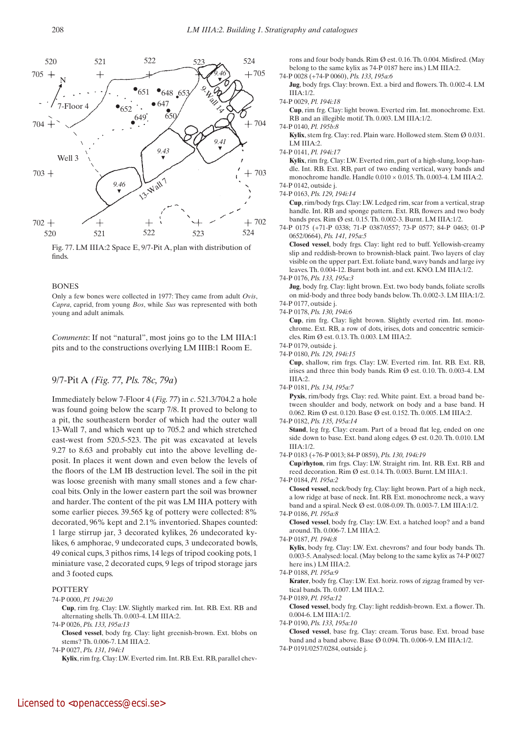Fig. 77. LM IIIA:2 Space E, 9/7-Pit A, plan with distribution of finds.

### BONES

Only a few bones were collected in 1977: They came from adult *Ovis*, *Capra*, caprid, from young *Bos*, while *Sus* was represented with both young and adult animals.

*Comments*: If not "natural", most joins go to the LM IIIA:1 pits and to the constructions overlying LM IIIB:1 Room E.

## 9/7-Pit A *(Fig. 77, Pls. 78c, 79a)*

Immediately below 7-Floor 4 (*Fig. 77*) in *c.* 521.3/704.2 a hole was found going below the scarp 7/8. It proved to belong to a pit, the southeastern border of which had the outer wall 13-Wall 7, and which went up to 705.2 and which stretched east-west from 520.5-523. The pit was excavated at levels 9.27 to 8.63 and probably cut into the above levelling deposit. In places it went down and even below the levels of the floors of the LM IIIB destruction level. The soil in the pit was loose greenish with many small stones and a few charcoal bits. Only in the lower eastern part the soil was browner and harder. The content of the pit was LM IIIA pottery with some earlier pieces. 39.565 kg of pottery were collected: 8% decorated, 96% kept and 2.1% inventoried. Shapes counted: 1 large stirrup jar, 3 decorated kylikes, 26 undecorated kylikes, 6 amphorae, 9 undecorated cups, 3 undecorated bowls, 49 conical cups, 3 pithos rims, 14 legs of tripod cooking pots, 1 miniature vase, 2 decorated cups, 9 legs of tripod storage jars and 3 footed cups.

### POTTERY

74-P 0000, *Pl. 194i:20*
**Cup**, rim frg. Clay: LW. Slightly marked rim. Int. RB. Ext. RB and alternating shells. Th. 0.003-4. LM IIIA:2.

74-P 0026, *Pls. 133, 195a:13*
**Closed vessel**, body frg. Clay: light greenish-brown. Ext. blobs on stems? Th. 0.006-7. LM IIIA:2.

74-P 0027, *Pls. 131, 194i:1*
**Kylix**, rim frg. Clay: LW. Everted rim. Int. RB. Ext. RB, parallel chevrons and four body bands. Rim Ø est. 0.16. Th. 0.004. Misfired. (May belong to the same kylix as 74-P 0187 here ins.) LM IIIA:2.

74-P 0028 (+74-P 0060), *Pls. 133, 195a:6*
**Jug**, body frgs. Clay: brown. Ext. a bird and flowers. Th. 0.002-4. LM IIIA:1/2.

74-P 0029, *Pl. 194i:18*
**Cup**, rim frg. Clay: light brown. Everted rim. Int. monochrome. Ext. RB and an illegible motif. Th. 0.003. LM IIIA:1/2.

74-P 0140, *Pl. 195b:8*
**Kylix**, stem frg. Clay: red. Plain ware. Hollowed stem. Stem Ø 0.031. LM IIIA:2.

74-P 0141, *Pl. 194i:17*
**Kylix**, rim frg. Clay: LW. Everted rim, part of a high-slung, loop-handle. Int. RB. Ext. RB, part of two ending vertical, wavy bands and monochrome handle. Handle 0.010 × 0.015. Th. 0.003-4. LM IIIA:2.

74-P 0142, outside j.

74-P 0163, *Pls. 129, 194i:14*
**Cup**, rim/body frgs. Clay: LW. Ledged rim, scar from a vertical, strap handle. Int. RB and sponge pattern. Ext. RB, flowers and two body bands pres. Rim Ø est. 0.15. Th. 0.002-3. Burnt. LM IIIA:1/2.

74-P 0175 (+71-P 0338; 71-P 0387/0557; 73-P 0577; 84-P 0463; 01-P 0652/0664), *Pls. 141, 195a:5*
**Closed vessel**, body frgs. Clay: light red to buff. Yellowish-creamy slip and reddish-brown to brownish-black paint. Two layers of clay visible on the upper part. Ext. foliate band, wavy bands and large ivy leaves. Th. 0.004-12. Burnt both int. and ext. KNO. LM IIIA:1/2.

74-P 0176, *Pls. 133, 195a:3*
**Jug**, body frg. Clay: light brown. Ext. two body bands, foliate scrolls on mid-body and three body bands below. Th. 0.002-3. LM IIIA:1/2.

74-P 0177, outside j.

74-P 0178, *Pls. 130, 194i:6*
**Cup**, rim frg. Clay: light brown. Slightly everted rim. Int. monochrome. Ext. RB, a row of dots, irises, dots and concentric semicircles. Rim Ø est. 0.13. Th. 0.003. LM IIIA:2.

74-P 0179, outside j.

74-P 0180, *Pls. 129, 194i:15*
**Cup**, shallow, rim frgs. Clay: LW. Everted rim. Int. RB. Ext. RB, irises and three thin body bands. Rim Ø est. 0.10. Th. 0.003-4. LM IIIA:2.

74-P 0181, *Pls. 134, 195a:7*
**Pyxis**, rim/body frgs. Clay: red. White paint. Ext. a broad band between shoulder and body, network on body and a base band. H 0.062. Rim Ø est. 0.120. Base Ø est. 0.152. Th. 0.005. LM IIIA:2.

74-P 0182, *Pls. 135, 195a:14*
**Stand**, leg frg. Clay: cream. Part of a broad flat leg, ended on one side down to base. Ext. band along edges. Ø est. 0.20. Th. 0.010. LM IIIA:1/2.

74-P 0183 (+76-P 0013; 84-P 0859), *Pls. 130, 194i:19*
**Cup/rhyton**, rim frgs. Clay: LW. Straight rim. Int. RB. Ext. RB and reed decoration. Rim Ø est. 0.14. Th. 0.003. Burnt. LM IIIA:1.

74-P 0184, *Pl. 195a:2*
**Closed vessel**, neck/body frg. Clay: light brown. Part of a high neck, a low ridge at base of neck. Int. RB. Ext. monochrome neck, a wavy band and a spiral. Neck Ø est. 0.08-0.09. Th. 0.003-7. LM IIIA:1/2.

74-P 0186, *Pl. 195a:8*
**Closed vessel**, body frg. Clay: LW. Ext. a hatched loop? and a band around. Th. 0.006-7. LM IIIA:2.

74-P 0187, *Pl. 194i:8*
**Kylix**, body frg. Clay: LW. Ext. chevrons? and four body bands. Th. 0.003-5. Analysed: local. (May belong to the same kylix as 74-P 0027 here ins.) LM IIIA:2.

74-P 0188, *Pl. 195a:9*
**Krater**, body frg. Clay: LW. Ext. horiz. rows of zigzag framed by vertical bands. Th. 0.007. LM IIIA:2.

74-P 0189, *Pl. 195a:12*
**Closed vessel**, body frg. Clay: light reddish-brown. Ext. a flower. Th. 0.004-6. LM IIIA:1/2.

74-P 0190, *Pls. 133, 195a:10*
**Closed vessel**, base frg. Clay: cream. Torus base. Ext. broad base band and a band above. Base Ø 0.094. Th. 0.006-9. LM IIIA:1/2.

74-P 0191/0257/0284, outside j.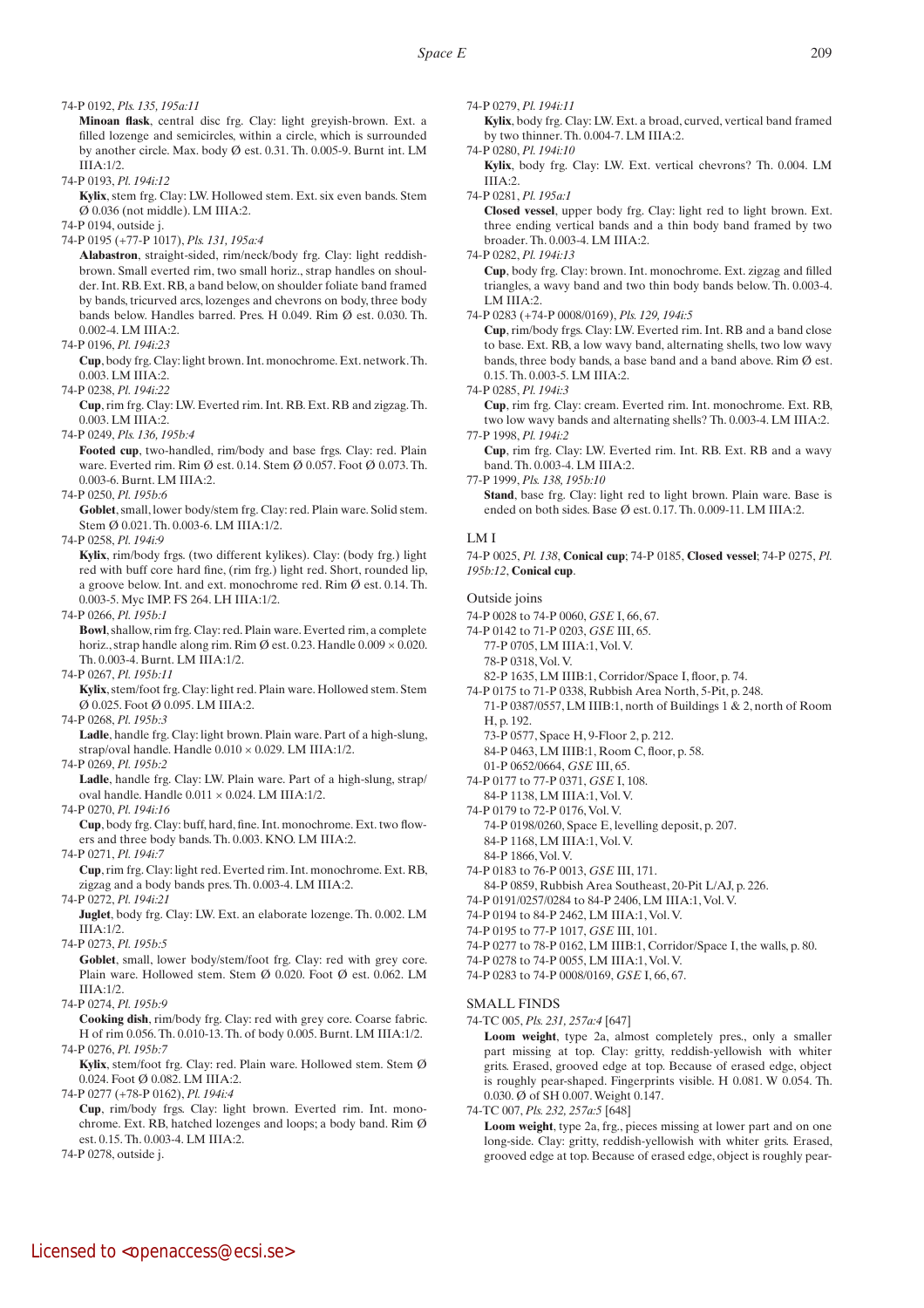74-P 0192, *Pls. 135, 195a:11*

**Minoan flask**, central disc frg. Clay: light greyish-brown. Ext. a filled lozenge and semicircles, within a circle, which is surrounded by another circle. Max. body Ø est. 0.31. Th. 0.005-9. Burnt int. LM IIIA:1/2.

74-P 0193, *Pl. 194i:12*

**Kylix**, stem frg. Clay: LW. Hollowed stem. Ext. six even bands. Stem Ø 0.036 (not middle). LM IIIA:2.

74-P 0194, outside j.

74-P 0195 (+77-P 1017), *Pls. 131, 195a:4*

**Alabastron**, straight-sided, rim/neck/body frg. Clay: light reddish-brown. Small everted rim, two small horiz., strap handles on shoulder. Int. RB. Ext. RB, a band below, on shoulder foliate band framed by bands, tricurved arcs, lozenges and chevrons on body, three body bands below. Handles barred. Pres. H 0.049. Rim Ø est. 0.030. Th. 0.002-4. LM IIIA:2.

74-P 0196, *Pl. 194i:23*

**Cup**, body frg. Clay: light brown. Int. monochrome. Ext. network. Th. 0.003. LM IIIA:2.

74-P 0238, *Pl. 194i:22*

**Cup**, rim frg. Clay: LW. Everted rim. Int. RB. Ext. RB and zigzag. Th. 0.003. LM IIIA:2.

74-P 0249, *Pls. 136, 195b:4*

**Footed cup**, two-handled, rim/body and base frgs. Clay: red. Plain ware. Everted rim. Rim Ø est. 0.14. Stem Ø 0.057. Foot Ø 0.073. Th. 0.003-6. Burnt. LM IIIA:2.

74-P 0250, *Pl. 195b:6*

**Goblet**, small, lower body/stem frg. Clay: red. Plain ware. Solid stem. Stem Ø 0.021. Th. 0.003-6. LM IIIA:1/2.

74-P 0258, *Pl. 194i:9*

**Kylix**, rim/body frgs. (two different kylikes). Clay: (body frg.) light red with buff core hard fine, (rim frg.) light red. Short, rounded lip, a groove below. Int. and ext. monochrome red. Rim Ø est. 0.14. Th. 0.003-5. Myc IMP. FS 264. LH IIIA:1/2.

74-P 0266, *Pl. 195b:1*

**Bowl**, shallow, rim frg. Clay: red. Plain ware. Everted rim, a complete horiz., strap handle along rim. Rim Ø est. 0.23. Handle 0.009 × 0.020. Th. 0.003-4. Burnt. LM IIIA:1/2.

74-P 0267, *Pl. 195b:11*

**Kylix**, stem/foot frg. Clay: light red. Plain ware. Hollowed stem. Stem Ø 0.025. Foot Ø 0.095. LM IIIA:2.

74-P 0268, *Pl. 195b:3*

**Ladle**, handle frg. Clay: light brown. Plain ware. Part of a high-slung, strap/oval handle. Handle 0.010 × 0.029. LM IIIA:1/2.

74-P 0269, *Pl. 195b:2*

**Ladle**, handle frg. Clay: LW. Plain ware. Part of a high-slung, strap/oval handle. Handle 0.011 × 0.024. LM IIIA:1/2.

74-P 0270, *Pl. 194i:16*

**Cup**, body frg. Clay: buff, hard, fine. Int. monochrome. Ext. two flowers and three body bands. Th. 0.003. KNO. LM IIIA:2.

74-P 0271, *Pl. 194i:7*

**Cup**, rim frg. Clay: light red. Everted rim. Int. monochrome. Ext. RB, zigzag and a body bands pres. Th. 0.003-4. LM IIIA:2.

74-P 0272, *Pl. 194i:21*

**Juglet**, body frg. Clay: LW. Ext. an elaborate lozenge. Th. 0.002. LM IIIA:1/2.

74-P 0273, *Pl. 195b:5*

**Goblet**, small, lower body/stem/foot frg. Clay: red with grey core. Plain ware. Hollowed stem. Stem Ø 0.020. Foot Ø est. 0.062. LM IIIA:1/2.

74-P 0274, *Pl. 195b:9*

**Cooking dish**, rim/body frg. Clay: red with grey core. Coarse fabric. H of rim 0.056. Th. 0.010-13. Th. of body 0.005. Burnt. LM IIIA:1/2.

74-P 0276, *Pl. 195b:7*

**Kylix**, stem/foot frg. Clay: red. Plain ware. Hollowed stem. Stem Ø 0.024. Foot Ø 0.082. LM IIIA:2.

74-P 0277 (+78-P 0162), *Pl. 194i:4*

**Cup**, rim/body frgs. Clay: light brown. Everted rim. Int. monochrome. Ext. RB, hatched lozenges and loops; a body band. Rim Ø est. 0.15. Th. 0.003-4. LM IIIA:2.

74-P 0278, outside j.

74-P 0279, *Pl. 194i:11*

**Kylix**, body frg. Clay: LW. Ext. a broad, curved, vertical band framed by two thinner. Th. 0.004-7. LM IIIA:2.

74-P 0280, *Pl. 194i:10*

**Kylix**, body frg. Clay: LW. Ext. vertical chevrons? Th. 0.004. LM IIIA:2.

74-P 0281, *Pl. 195a:1*

**Closed vessel**, upper body frg. Clay: light red to light brown. Ext. three ending vertical bands and a thin body band framed by two broader. Th. 0.003-4. LM IIIA:2.

74-P 0282, *Pl. 194i:13*

**Cup**, body frg. Clay: brown. Int. monochrome. Ext. zigzag and filled triangles, a wavy band and two thin body bands below. Th. 0.003-4. LM IIIA:2.

74-P 0283 (+74-P 0008/0169), *Pls. 129, 194i:5*

**Cup**, rim/body frgs. Clay: LW. Everted rim. Int. RB and a band close to base. Ext. RB, a low wavy band, alternating shells, two low wavy bands, three body bands, a base band and a band above. Rim Ø est. 0.15. Th. 0.003-5. LM IIIA:2.

74-P 0285, *Pl. 194i:3*

**Cup**, rim frg. Clay: cream. Everted rim. Int. monochrome. Ext. RB, two low wavy bands and alternating shells? Th. 0.003-4. LM IIIA:2.

77-P 1998, *Pl. 194i:2*

**Cup**, rim frg. Clay: LW. Everted rim. Int. RB. Ext. RB and a wavy band. Th. 0.003-4. LM IIIA:2.

77-P 1999, *Pls. 138, 195b:10*

**Stand**, base frg. Clay: light red to light brown. Plain ware. Base is ended on both sides. Base Ø est. 0.17. Th. 0.009-11. LM IIIA:2.

## LM I

74-P 0025, *Pl. 138*, **Conical cup**; 74-P 0185, **Closed vessel**; 74-P 0275, *Pl. 195b:12*, **Conical cup**.

## Outside joins

74-P 0028 to 74-P 0060, *GSE* I, 66, 67.

74-P 0142 to 71-P 0203, *GSE* III, 65.
- 77-P 0705, LM IIIA:1, Vol. V.
- 78-P 0318, Vol. V.
- 82-P 1635, LM IIIB:1, Corridor/Space I, floor, p. 74.

74-P 0175 to 71-P 0338, Rubbish Area North, 5-Pit, p. 248.
- 71-P 0387/0557, LM IIIB:1, north of Buildings 1 & 2, north of Room H, p. 192.
- 73-P 0577, Space H, 9-Floor 2, p. 212.
- 84-P 0463, LM IIIB:1, Room C, floor, p. 58.
- 01-P 0652/0664, *GSE* III, 65.

74-P 0177 to 77-P 0371, *GSE* I, 108.
- 84-P 1138, LM IIIA:1, Vol. V.

74-P 0179 to 72-P 0176, Vol. V.
- 74-P 0198/0260, Space E, levelling deposit, p. 207.
- 84-P 1168, LM IIIA:1, Vol. V.
- 84-P 1866, Vol. V.

74-P 0183 to 76-P 0013, *GSE* III, 171.
- 84-P 0859, Rubbish Area Southeast, 20-Pit L/AJ, p. 226.

74-P 0191/0257/0284 to 84-P 2406, LM IIIA:1, Vol. V.

74-P 0194 to 84-P 2462, LM IIIA:1, Vol. V.

74-P 0195 to 77-P 1017, *GSE* III, 101.

74-P 0277 to 78-P 0162, LM IIIB:1, Corridor/Space I, the walls, p. 80.

74-P 0278 to 74-P 0055, LM IIIA:1, Vol. V.

74-P 0283 to 74-P 0008/0169, *GSE* I, 66, 67.

## SMALL FINDS

74-TC 005, *Pls. 231, 257a:4* [647]

**Loom weight**, type 2a, almost completely pres., only a smaller part missing at top. Clay: gritty, reddish-yellowish with whiter grits. Erased, grooved edge at top. Because of erased edge, object is roughly pear-shaped. Fingerprints visible. H 0.081. W 0.054. Th. 0.030. Ø of SH 0.007. Weight 0.147.

74-TC 007, *Pls. 232, 257a:5* [648]

**Loom weight**, type 2a, frg., pieces missing at lower part and on one long-side. Clay: gritty, reddish-yellowish with whiter grits. Erased, grooved edge at top. Because of erased edge, object is roughly pear-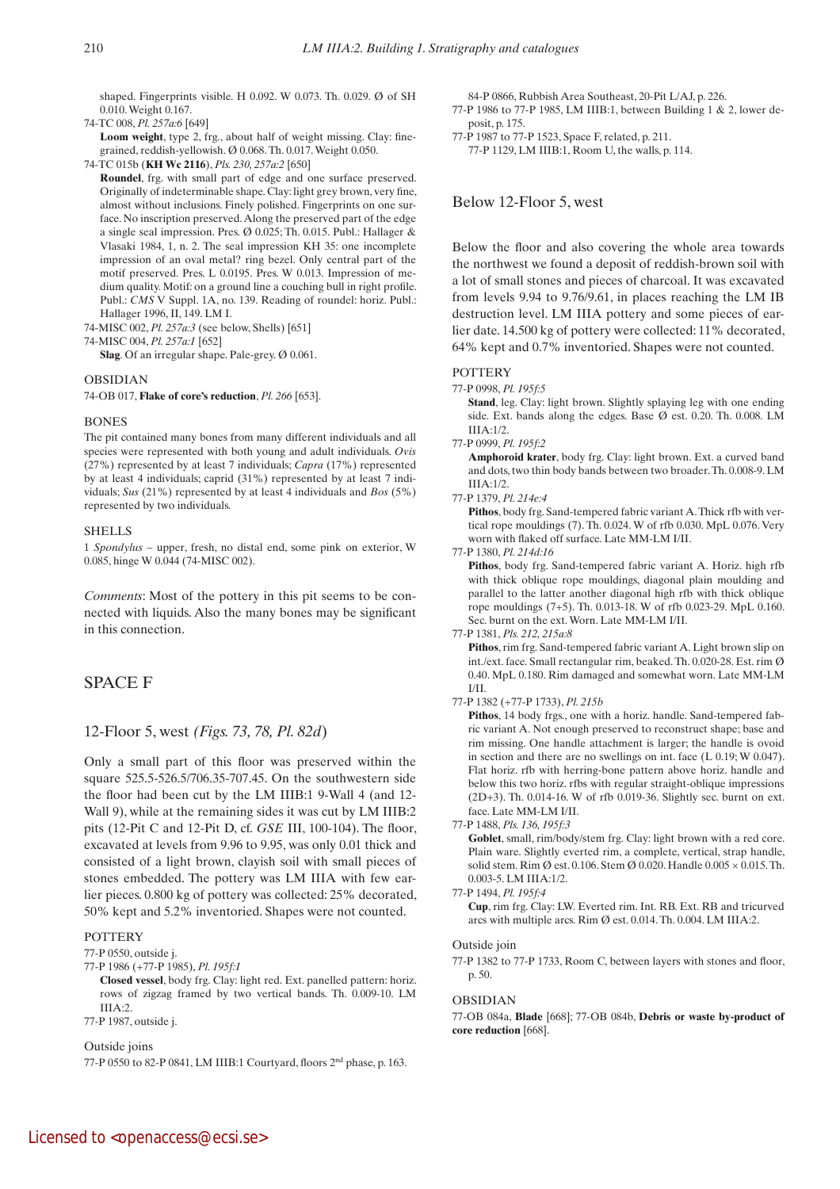shaped. Fingerprints visible. H 0.092. W 0.073. Th. 0.029. Ø of SH 0.010. Weight 0.167.

74-TC 008, *Pl. 257a:6* [649]

**Loom weight**, type 2, frg., about half of weight missing. Clay: fine-grained, reddish-yellowish. Ø 0.068. Th. 0.017. Weight 0.050.

74-TC 015b (**KH Wc 2116**), *Pls. 230, 257a:2* [650]

**Roundel**, frg. with small part of edge and one surface preserved. Originally of indeterminable shape. Clay: light grey brown, very fine, almost without inclusions. Finely polished. Fingerprints on one surface. No inscription preserved. Along the preserved part of the edge a single seal impression. Pres. Ø 0.025; Th. 0.015. Publ.: Hallager & Vlasaki 1984, 1, n. 2. The seal impression KH 35: one incomplete impression of an oval metal? ring bezel. Only central part of the motif preserved. Pres. L 0.0195. Pres. W 0.013. Impression of medium quality. Motif: on a ground line a couching bull in right profile. Publ.: *CMS* V Suppl. 1A, no. 139. Reading of roundel: horiz. Publ.: Hallager 1996, II, 149. LM I.

74-MISC 002, *Pl. 257a:3* (see below, Shells) [651]

74-MISC 004, *Pl. 257a:1* [652]

**Slag**. Of an irregular shape. Pale-grey. Ø 0.061.

#### OBSIDIAN

74-OB 017, **Flake of core's reduction**, *Pl. 266* [653].

#### BONES

The pit contained many bones from many different individuals and all species were represented with both young and adult individuals. *Ovis* (27%) represented by at least 7 individuals; *Capra* (17%) represented by at least 4 individuals; caprid (31%) represented by at least 7 individuals; *Sus* (21%) represented by at least 4 individuals and *Bos* (5%) represented by two individuals.

#### SHELLS

1 *Spondylus* – upper, fresh, no distal end, some pink on exterior, W 0.085, hinge W 0.044 (74-MISC 002).

*Comments*: Most of the pottery in this pit seems to be connected with liquids. Also the many bones may be significant in this connection.

## SPACE F

### 12-Floor 5, west *(Figs. 73, 78, Pl. 82d)*

Only a small part of this floor was preserved within the square 525.5-526.5/706.35-707.45. On the southwestern side the floor had been cut by the LM IIIB:1 9-Wall 4 (and 12-Wall 9), while at the remaining sides it was cut by LM IIIB:2 pits (12-Pit C and 12-Pit D, cf. *GSE* III, 100-104). The floor, excavated at levels from 9.96 to 9.95, was only 0.01 thick and consisted of a light brown, clayish soil with small pieces of stones embedded. The pottery was LM IIIA with few earlier pieces. 0.800 kg of pottery was collected: 25% decorated, 50% kept and 5.2% inventoried. Shapes were not counted.

#### POTTERY

77-P 0550, outside j.

77-P 1986 (+77-P 1985), *Pl. 195f:1*

**Closed vessel**, body frg. Clay: light red. Ext. panelled pattern: horiz. rows of zigzag framed by two vertical bands. Th. 0.009-10. LM IIIA:2.

77-P 1987, outside j.

#### Outside joins

77-P 0550 to 82-P 0841, LM IIIB:1 Courtyard, floors 2nd phase, p. 163.

84-P 0866, Rubbish Area Southeast, 20-Pit L/AJ, p. 226.

77-P 1986 to 77-P 1985, LM IIIB:1, between Building 1 & 2, lower deposit, p. 175.

77-P 1987 to 77-P 1523, Space F, related, p. 211.

77-P 1129, LM IIIB:1, Room U, the walls, p. 114.

### Below 12-Floor 5, west

Below the floor and also covering the whole area towards the northwest we found a deposit of reddish-brown soil with a lot of small stones and pieces of charcoal. It was excavated from levels 9.94 to 9.76/9.61, in places reaching the LM IB destruction level. LM IIIA pottery and some pieces of earlier date. 14.500 kg of pottery were collected: 11% decorated, 64% kept and 0.7% inventoried. Shapes were not counted.

#### POTTERY

77-P 0998, *Pl. 195f:5*

**Stand**, leg. Clay: light brown. Slightly splaying leg with one ending side. Ext. bands along the edges. Base Ø est. 0.20. Th. 0.008. LM IIIA:1/2.

77-P 0999, *Pl. 195f:2*

**Amphoroid krater**, body frg. Clay: light brown. Ext. a curved band and dots, two thin body bands between two broader. Th. 0.008-9. LM IIIA:1/2.

77-P 1379, *Pl. 214e:4*

**Pithos**, body frg. Sand-tempered fabric variant A. Thick rfb with vertical rope mouldings (7). Th. 0.024. W of rfb 0.030. MpL 0.076. Very worn with flaked off surface. Late MM-LM I/II.

77-P 1380, *Pl. 214d:16*

**Pithos**, body frg. Sand-tempered fabric variant A. Horiz. high rfb with thick oblique rope mouldings, diagonal plain moulding and parallel to the latter another diagonal high rfb with thick oblique rope mouldings (7+5). Th. 0.013-18. W of rfb 0.023-29. MpL 0.160. Sec. burnt on the ext. Worn. Late MM-LM I/II.

77-P 1381, *Pls. 212, 215a:8*

**Pithos**, rim frg. Sand-tempered fabric variant A. Light brown slip on int./ext. face. Small rectangular rim, beaked. Th. 0.020-28. Est. rim Ø 0.40. MpL 0.180. Rim damaged and somewhat worn. Late MM-LM I/II.

77-P 1382 (+77-P 1733), *Pl. 215b*

**Pithos**, 14 body frgs., one with a horiz. handle. Sand-tempered fabric variant A. Not enough preserved to reconstruct shape; base and rim missing. One handle attachment is larger; the handle is ovoid in section and there are no swellings on int. face (L 0.19; W 0.047). Flat horiz. rfb with herring-bone pattern above horiz. handle and below this two horiz. rfbs with regular straight-oblique impressions (2D+3). Th. 0.014-16. W of rfb 0.019-36. Slightly sec. burnt on ext. face. Late MM-LM I/II.

77-P 1488, *Pls. 136, 195f:3*

**Goblet**, small, rim/body/stem frg. Clay: light brown with a red core. Plain ware. Slightly everted rim, a complete, vertical, strap handle, solid stem. Rim Ø est. 0.106. Stem Ø 0.020. Handle 0.005 × 0.015. Th. 0.003-5. LM IIIA:1/2.

77-P 1494, *Pl. 195f:4*

**Cup**, rim frg. Clay: LW. Everted rim. Int. RB. Ext. RB and tricurved arcs with multiple arcs. Rim Ø est. 0.014. Th. 0.004. LM IIIA:2.

#### Outside join

77-P 1382 to 77-P 1733, Room C, between layers with stones and floor, p. 50.

#### OBSIDIAN

77-OB 084a, **Blade** [668]; 77-OB 084b, **Debris or waste by-product of core reduction** [668].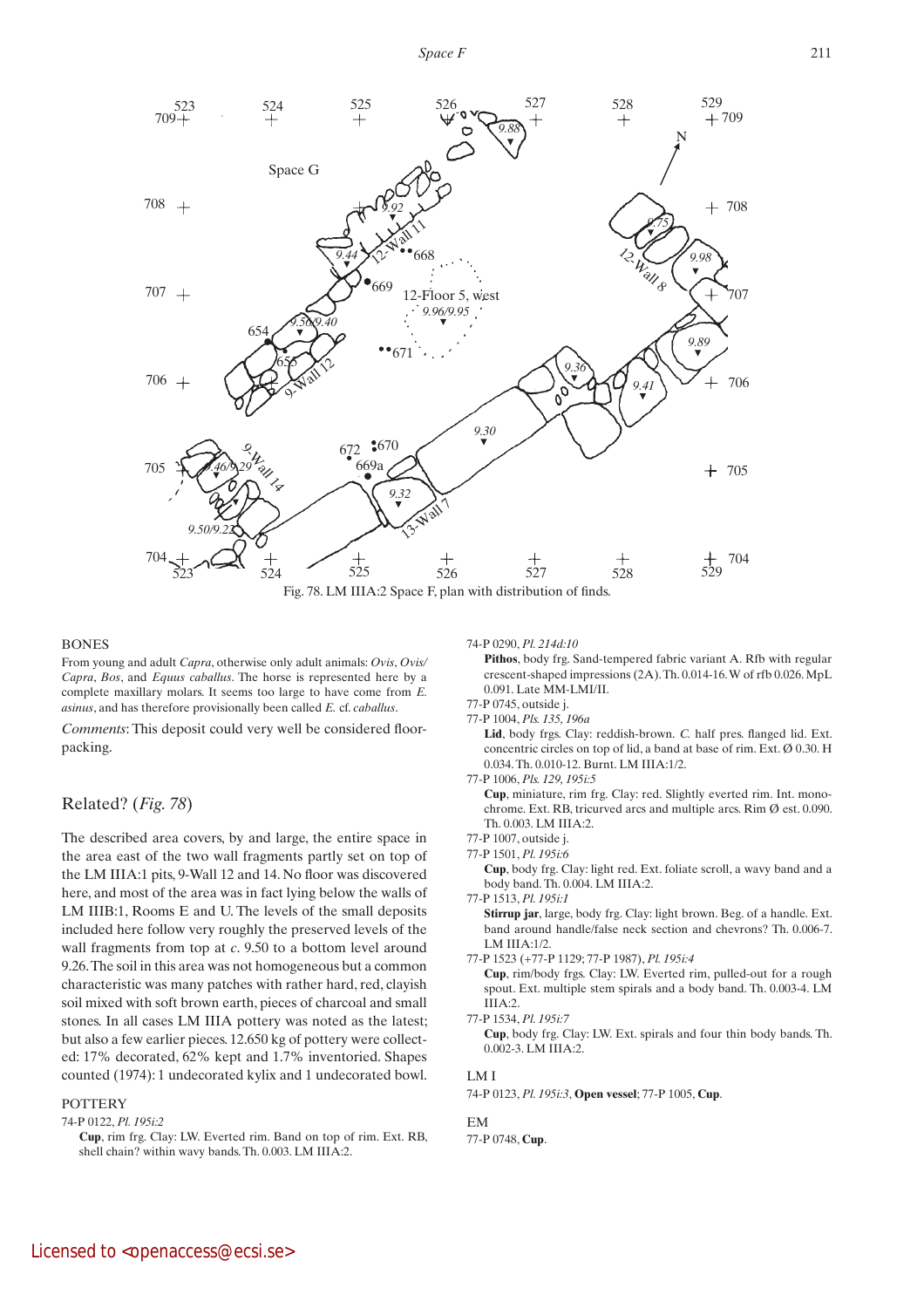Fig. 78. LM IIIA:2 Space F, plan with distribution of finds.

BONES

From young and adult *Capra*, otherwise only adult animals: *Ovis*, *Ovis/Capra*, *Bos*, and *Equus caballus*. The horse is represented here by a complete maxillary molars. It seems too large to have come from *E. asinus*, and has therefore provisionally been called *E.* cf. *caballus*.

*Comments*: This deposit could very well be considered floor-packing.

## Related? (*Fig. 78*)

The described area covers, by and large, the entire space in the area east of the two wall fragments partly set on top of the LM IIIA:1 pits, 9-Wall 12 and 14. No floor was discovered here, and most of the area was in fact lying below the walls of LM IIIB:1, Rooms E and U. The levels of the small deposits included here follow very roughly the preserved levels of the wall fragments from top at *c*. 9.50 to a bottom level around 9.26. The soil in this area was not homogeneous but a common characteristic was many patches with rather hard, red, clayish soil mixed with soft brown earth, pieces of charcoal and small stones. In all cases LM IIIA pottery was noted as the latest; but also a few earlier pieces. 12.650 kg of pottery were collected: 17% decorated, 62% kept and 1.7% inventoried. Shapes counted (1974): 1 undecorated kylix and 1 undecorated bowl.

POTTERY

74-P 0122, *Pl. 195i:2*

**Cup**, rim frg. Clay: LW. Everted rim. Band on top of rim. Ext. RB, shell chain? within wavy bands. Th. 0.003. LM IIIA:2.

74-P 0290, *Pl. 214d:10*

**Pithos**, body frg. Sand-tempered fabric variant A. Rfb with regular crescent-shaped impressions (2A). Th. 0.014-16. W of rfb 0.026. MpL 0.091. Late MM-LMI/II.

77-P 0745, outside j.

77-P 1004, *Pls. 135, 196a*

**Lid**, body frgs. Clay: reddish-brown. *C.* half pres. flanged lid. Ext. concentric circles on top of lid, a band at base of rim. Ext. Ø 0.30. H 0.034. Th. 0.010-12. Burnt. LM IIIA:1/2.

77-P 1006, *Pls. 129, 195i:5*

**Cup**, miniature, rim frg. Clay: red. Slightly everted rim. Int. monochrome. Ext. RB, tricurved arcs and multiple arcs. Rim Ø est. 0.090. Th. 0.003. LM IIIA:2.

77-P 1007, outside j.

77-P 1501, *Pl. 195i:6*

**Cup**, body frg. Clay: light red. Ext. foliate scroll, a wavy band and a body band. Th. 0.004. LM IIIA:2.

77-P 1513, *Pl. 195i:1*

**Stirrup jar**, large, body frg. Clay: light brown. Beg. of a handle. Ext. band around handle/false neck section and chevrons? Th. 0.006-7. LM IIIA:1/2.

77-P 1523 (+77-P 1129; 77-P 1987), *Pl. 195i:4*

**Cup**, rim/body frgs. Clay: LW. Everted rim, pulled-out for a rough spout. Ext. multiple stem spirals and a body band. Th. 0.003-4. LM IIIA:2.

77-P 1534, *Pl. 195i:7*

**Cup**, body frg. Clay: LW. Ext. spirals and four thin body bands. Th. 0.002-3. LM IIIA:2.

LM I

74-P 0123, *Pl. 195i:3*, **Open vessel**; 77-P 1005, **Cup**.

EM

77-P 0748, **Cup**.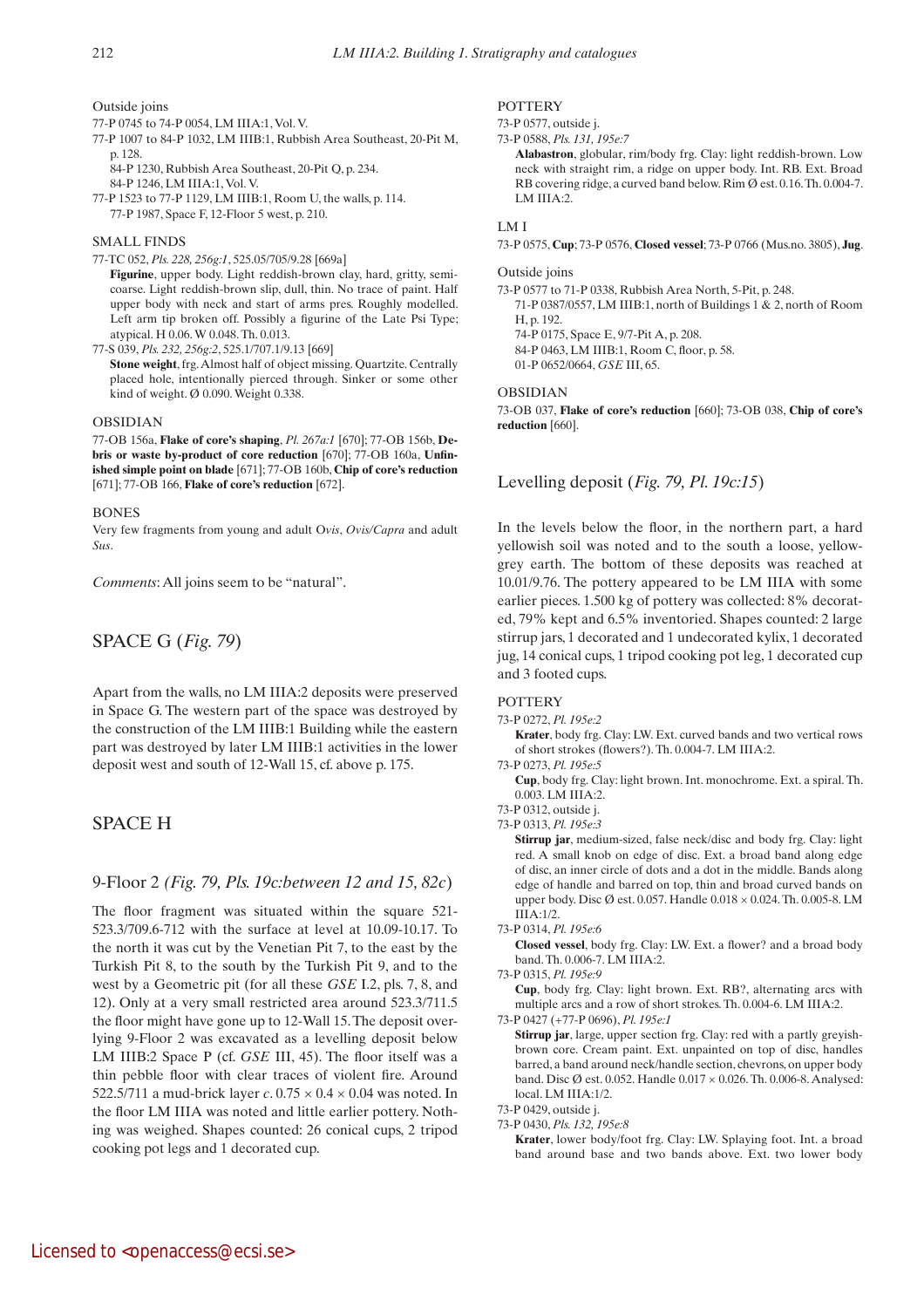Outside joins

77-P 0745 to 74-P 0054, LM IIIA:1, Vol. V.

77-P 1007 to 84-P 1032, LM IIIB:1, Rubbish Area Southeast, 20-Pit M, p. 128.

84-P 1230, Rubbish Area Southeast, 20-Pit Q, p. 234.

84-P 1246, LM IIIA:1, Vol. V.

77-P 1523 to 77-P 1129, LM IIIB:1, Room U, the walls, p. 114.

77-P 1987, Space F, 12-Floor 5 west, p. 210.

SMALL FINDS

77-TC 052, *Pls. 228, 256g:1*, 525.05/705/9.28 [669a]

**Figurine**, upper body. Light reddish-brown clay, hard, gritty, semi-coarse. Light reddish-brown slip, dull, thin. No trace of paint. Half upper body with neck and start of arms pres. Roughly modelled. Left arm tip broken off. Possibly a figurine of the Late Psi Type; atypical. H 0.06. W 0.048. Th. 0.013.

77-S 039, *Pls. 232, 256g:2*, 525.1/707.1/9.13 [669]

**Stone weight**, frg. Almost half of object missing. Quartzite. Centrally placed hole, intentionally pierced through. Sinker or some other kind of weight. Ø 0.090. Weight 0.338.

OBSIDIAN

77-OB 156a, **Flake of core's shaping**, *Pl. 267a:1* [670]; 77-OB 156b, **Debris or waste by-product of core reduction** [670]; 77-OB 160a, **Unfinished simple point on blade** [671]; 77-OB 160b, **Chip of core's reduction** [671]; 77-OB 166, **Flake of core's reduction** [672].

BONES

Very few fragments from young and adult *Ovis*, *Ovis/Capra* and adult *Sus*.

*Comments*: All joins seem to be "natural".

## SPACE G (*Fig. 79*)

Apart from the walls, no LM IIIA:2 deposits were preserved in Space G. The western part of the space was destroyed by the construction of the LM IIIB:1 Building while the eastern part was destroyed by later LM IIIB:1 activities in the lower deposit west and south of 12-Wall 15, cf. above p. 175.

## SPACE H

### 9-Floor 2 *(Fig. 79, Pls. 19c:between 12 and 15, 82c)*

The floor fragment was situated within the square 521-523.3/709.6-712 with the surface at level at 10.09-10.17. To the north it was cut by the Venetian Pit 7, to the east by the Turkish Pit 8, to the south by the Turkish Pit 9, and to the west by a Geometric pit (for all these *GSE* I.2, pls. 7, 8, and 12). Only at a very small restricted area around 523.3/711.5 the floor might have gone up to 12-Wall 15. The deposit overlying 9-Floor 2 was excavated as a levelling deposit below LM IIIB:2 Space P (cf. *GSE* III, 45). The floor itself was a thin pebble floor with clear traces of violent fire. Around 522.5/711 a mud-brick layer *c*. 0.75 × 0.4 × 0.04 was noted. In the floor LM IIIA was noted and little earlier pottery. Nothing was weighed. Shapes counted: 26 conical cups, 2 tripod cooking pot legs and 1 decorated cup.

POTTERY

73-P 0577, outside j.

73-P 0588, *Pls. 131, 195e:7*

**Alabastron**, globular, rim/body frg. Clay: light reddish-brown. Low neck with straight rim, a ridge on upper body. Int. RB. Ext. Broad RB covering ridge, a curved band below. Rim Ø est. 0.16. Th. 0.004-7. LM IIIA:2.

LM I

73-P 0575, **Cup**; 73-P 0576, **Closed vessel**; 73-P 0766 (Mus.no. 3805), **Jug**.

Outside joins

73-P 0577 to 71-P 0338, Rubbish Area North, 5-Pit, p. 248.

71-P 0387/0557, LM IIIB:1, north of Buildings 1 & 2, north of Room H, p. 192.

74-P 0175, Space E, 9/7-Pit A, p. 208.

84-P 0463, LM IIIB:1, Room C, floor, p. 58.

01-P 0652/0664, *GSE* III, 65.

OBSIDIAN

73-OB 037, **Flake of core's reduction** [660]; 73-OB 038, **Chip of core's reduction** [660].

### Levelling deposit (*Fig. 79, Pl. 19c:15*)

In the levels below the floor, in the northern part, a hard yellowish soil was noted and to the south a loose, yellow-grey earth. The bottom of these deposits was reached at 10.01/9.76. The pottery appeared to be LM IIIA with some earlier pieces. 1.500 kg of pottery was collected: 8% decorated, 79% kept and 6.5% inventoried. Shapes counted: 2 large stirrup jars, 1 decorated and 1 undecorated kylix, 1 decorated jug, 14 conical cups, 1 tripod cooking pot leg, 1 decorated cup and 3 footed cups.

POTTERY

73-P 0272, *Pl. 195e:2*

**Krater**, body frg. Clay: LW. Ext. curved bands and two vertical rows of short strokes (flowers?). Th. 0.004-7. LM IIIA:2.

73-P 0273, *Pl. 195e:5*

**Cup**, body frg. Clay: light brown. Int. monochrome. Ext. a spiral. Th. 0.003. LM IIIA:2.

73-P 0312, outside j.

73-P 0313, *Pl. 195e:3*

**Stirrup jar**, medium-sized, false neck/disc and body frg. Clay: light red. A small knob on edge of disc. Ext. a broad band along edge of disc, an inner circle of dots and a dot in the middle. Bands along edge of handle and barred on top, thin and broad curved bands on upper body. Disc Ø est. 0.057. Handle 0.018 × 0.024. Th. 0.005-8. LM IIIA:1/2.

73-P 0314, *Pl. 195e:6*

**Closed vessel**, body frg. Clay: LW. Ext. a flower? and a broad body band. Th. 0.006-7. LM IIIA:2.

73-P 0315, *Pl. 195e:9*

**Cup**, body frg. Clay: light brown. Ext. RB?, alternating arcs with multiple arcs and a row of short strokes. Th. 0.004-6. LM IIIA:2.

73-P 0427 (+77-P 0696), *Pl. 195e:1*

**Stirrup jar**, large, upper section frg. Clay: red with a partly greyish-brown core. Cream paint. Ext. unpainted on top of disc, handles barred, a band around neck/handle section, chevrons, on upper body band. Disc Ø est. 0.052. Handle 0.017 × 0.026. Th. 0.006-8. Analysed: local. LM IIIA:1/2.

73-P 0429, outside j.

73-P 0430, *Pls. 132, 195e:8*

**Krater**, lower body/foot frg. Clay: LW. Splaying foot. Int. a broad band around base and two bands above. Ext. two lower body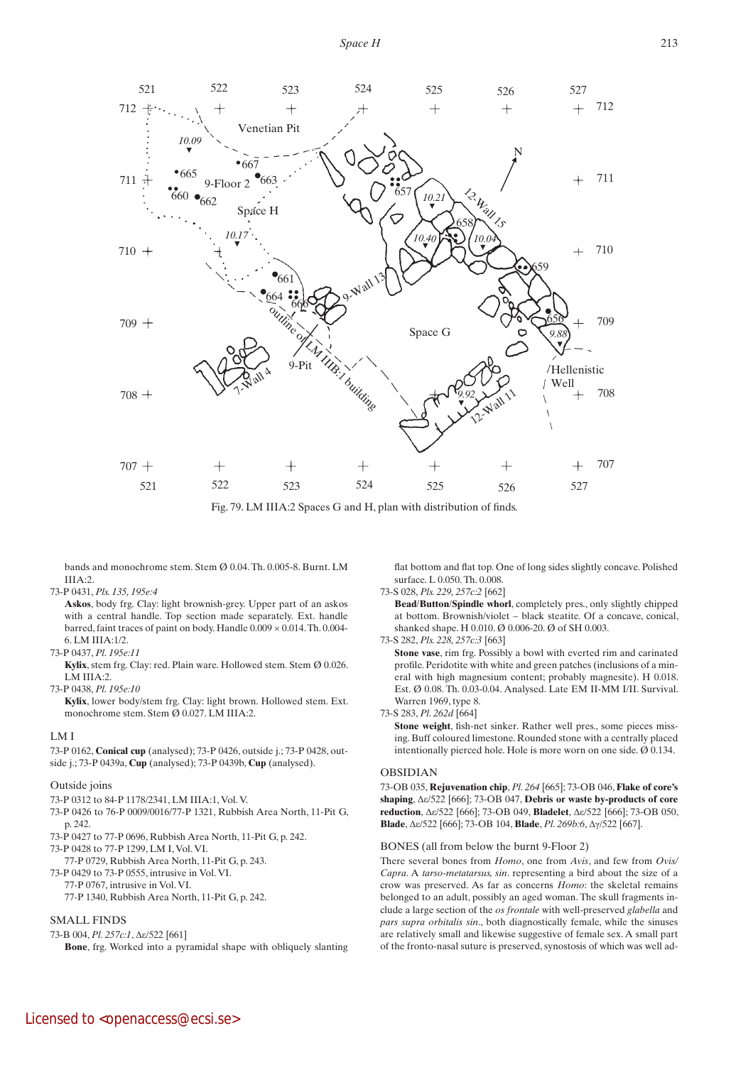Fig. 79. LM IIIA:2 Spaces G and H, plan with distribution of finds.

bands and monochrome stem. Stem Ø 0.04. Th. 0.005-8. Burnt. LM IIIA:2.

73-P 0431, *Pls. 135, 195e:4*

**Askos**, body frg. Clay: light brownish-grey. Upper part of an askos with a central handle. Top section made separately. Ext. handle barred, faint traces of paint on body. Handle 0.009 × 0.014. Th. 0.004-6. LM IIIA:1/2.

73-P 0437, *Pl. 195e:11*

**Kylix**, stem frg. Clay: red. Plain ware. Hollowed stem. Stem Ø 0.026. LM IIIA:2.

73-P 0438, *Pl. 195e:10*

**Kylix**, lower body/stem frg. Clay: light brown. Hollowed stem. Ext. monochrome stem. Stem Ø 0.027. LM IIIA:2.

## LM I

73-P 0162, **Conical cup** (analysed); 73-P 0426, outside j.; 73-P 0428, outside j.; 73-P 0439a, **Cup** (analysed); 73-P 0439b, **Cup** (analysed).

## Outside joins

73-P 0312 to 84-P 1178/2341, LM IIIA:1, Vol. V.

73-P 0426 to 76-P 0009/0016/77-P 1321, Rubbish Area North, 11-Pit G, p. 242.

73-P 0427 to 77-P 0696, Rubbish Area North, 11-Pit G, p. 242.

73-P 0428 to 77-P 1299, LM I, Vol. VI.

77-P 0729, Rubbish Area North, 11-Pit G, p. 243.

73-P 0429 to 73-P 0555, intrusive in Vol. VI.

77-P 0767, intrusive in Vol. VI.

77-P 1340, Rubbish Area North, 11-Pit G, p. 242.

## SMALL FINDS

73-B 004, *Pl. 257c:1*, Δε/522 [661]

**Bone**, frg. Worked into a pyramidal shape with obliquely slanting flat bottom and flat top. One of long sides slightly concave. Polished surface. L 0.050. Th. 0.008.

73-S 028, *Pls. 229, 257c:2* [662]

**Bead/Button/Spindle whorl**, completely pres., only slightly chipped at bottom. Brownish/violet – black steatite. Of a concave, conical, shanked shape. H 0.010. Ø 0.006-20. Ø of SH 0.003.

73-S 282, *Pls. 228, 257c:3* [663]

**Stone vase**, rim frg. Possibly a bowl with everted rim and carinated profile. Peridotite with white and green patches (inclusions of a mineral with high magnesium content; probably magnesite). H 0.018. Est. Ø 0.08. Th. 0.03-0.04. Analysed. Late EM II-MM I/II. Survival. Warren 1969, type 8.

73-S 283, *Pl. 262d* [664]

**Stone weight**, fish-net sinker. Rather well pres., some pieces missing. Buff coloured limestone. Rounded stone with a centrally placed intentionally pierced hole. Hole is more worn on one side. Ø 0.134.

## OBSIDIAN

73-OB 035, **Rejuvenation chip**, *Pl. 264* [665]; 73-OB 046, **Flake of core's shaping**, Δε/522 [666]; 73-OB 047, **Debris or waste by-products of core reduction**, Δε/522 [666]; 73-OB 049, **Bladelet**, Δε/522 [666]; 73-OB 050, **Blade**, Δε/522 [666]; 73-OB 104, **Blade**, *Pl. 269b:6*, Δγ/522 [667].

## BONES (all from below the burnt 9-Floor 2)

There several bones from *Homo*, one from *Avis*, and few from *Ovis/Capra*. A *tarso-metatarsus, sin*. representing a bird about the size of a crow was preserved. As far as concerns *Homo*: the skeletal remains belonged to an adult, possibly an aged woman. The skull fragments include a large section of the *os frontale* with well-preserved *glabella* and *pars supra orbitalis sin*., both diagnostically female, while the sinuses are relatively small and likewise suggestive of female sex. A small part of the fronto-nasal suture is preserved, synostosis of which was well ad-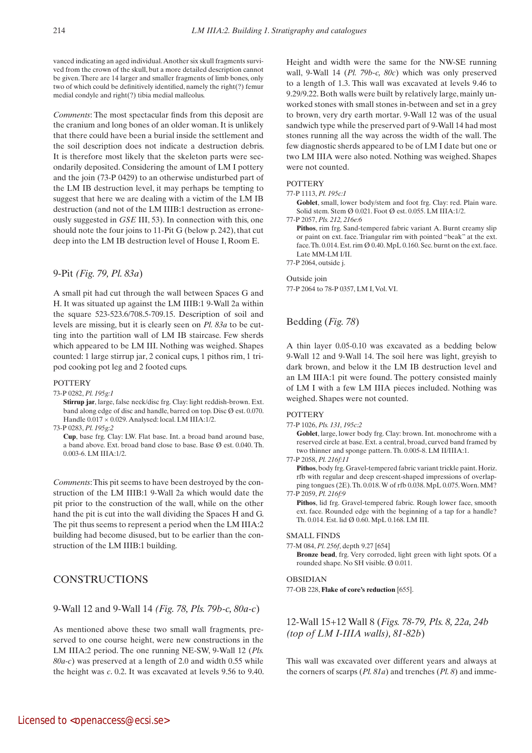vanced indicating an aged individual. Another six skull fragments survived from the crown of the skull, but a more detailed description cannot be given. There are 14 larger and smaller fragments of limb bones, only two of which could be definitively identified, namely the right(?) femur medial condyle and right(?) tibia medial malleolus.

*Comments*: The most spectacular finds from this deposit are the cranium and long bones of an older woman. It is unlikely that there could have been a burial inside the settlement and the soil description does not indicate a destruction debris. It is therefore most likely that the skeleton parts were secondarily deposited. Considering the amount of LM I pottery and the join (73-P 0429) to an otherwise undisturbed part of the LM IB destruction level, it may perhaps be tempting to suggest that here we are dealing with a victim of the LM IB destruction (and not of the LM IIIB:1 destruction as erroneously suggested in *GSE* III, 53). In connection with this, one should note the four joins to 11-Pit G (below p. 242), that cut deep into the LM IB destruction level of House I, Room E.

## 9-Pit *(Fig. 79, Pl. 83a)*

A small pit had cut through the wall between Spaces G and H. It was situated up against the LM IIIB:1 9-Wall 2a within the square 523-523.6/708.5-709.15. Description of soil and levels are missing, but it is clearly seen on *Pl. 83a* to be cutting into the partition wall of LM IB staircase. Few sherds which appeared to be LM III. Nothing was weighed. Shapes counted: 1 large stirrup jar, 2 conical cups, 1 pithos rim, 1 tripod cooking pot leg and 2 footed cups.

### POTTERY

73-P 0282, *Pl. 195g:1*
**Stirrup jar**, large, false neck/disc frg. Clay: light reddish-brown. Ext. band along edge of disc and handle, barred on top. Disc Ø est. 0.070. Handle 0.017 × 0.029. Analysed: local. LM IIIA:1/2.

73-P 0283, *Pl. 195g:2*
**Cup**, base frg. Clay: LW. Flat base. Int. a broad band around base, a band above. Ext. broad band close to base. Base Ø est. 0.040. Th. 0.003-6. LM IIIA:1/2.

*Comments*: This pit seems to have been destroyed by the construction of the LM IIIB:1 9-Wall 2a which would date the pit prior to the construction of the wall, while on the other hand the pit is cut into the wall dividing the Spaces H and G. The pit thus seems to represent a period when the LM IIIA:2 building had become disused, but to be earlier than the construction of the LM IIIB:1 building.

## CONSTRUCTIONS

## 9-Wall 12 and 9-Wall 14 *(Fig. 78, Pls. 79b-c, 80a-c)*

As mentioned above these two small wall fragments, preserved to one course height, were new constructions in the LM IIIA:2 period. The one running NE-SW, 9-Wall 12 (*Pls. 80a-c*) was preserved at a length of 2.0 and width 0.55 while the height was *c*. 0.2. It was excavated at levels 9.56 to 9.40. Height and width were the same for the NW-SE running wall, 9-Wall 14 (*Pl. 79b-c, 80c*) which was only preserved to a length of 1.3. This wall was excavated at levels 9.46 to 9.29/9.22. Both walls were built by relatively large, mainly unworked stones with small stones in-between and set in a grey to brown, very dry earth mortar. 9-Wall 12 was of the usual sandwich type while the preserved part of 9-Wall 14 had most stones running all the way across the width of the wall. The few diagnostic sherds appeared to be of LM I date but one or two LM IIIA were also noted. Nothing was weighed. Shapes were not counted.

### POTTERY

77-P 1113, *Pl. 195c:1*
**Goblet**, small, lower body/stem and foot frg. Clay: red. Plain ware. Solid stem. Stem Ø 0.021. Foot Ø est. 0.055. LM IIIA:1/2.

77-P 2057, *Pls. 212, 216e:6*
**Pithos**, rim frg. Sand-tempered fabric variant A. Burnt creamy slip or paint on ext. face. Triangular rim with pointed "beak" at the ext. face. Th. 0.014. Est. rim Ø 0.40. MpL 0.160. Sec. burnt on the ext. face. Late MM-LM I/II.

77-P 2064, outside j.

Outside join
77-P 2064 to 78-P 0357, LM I, Vol. VI.

## Bedding *(Fig. 78)*

A thin layer 0.05-0.10 was excavated as a bedding below 9-Wall 12 and 9-Wall 14. The soil here was light, greyish to dark brown, and below it the LM IB destruction level and an LM IIIA:1 pit were found. The pottery consisted mainly of LM I with a few LM IIIA pieces included. Nothing was weighed. Shapes were not counted.

### POTTERY

77-P 1026, *Pls. 131, 195c:2*
**Goblet**, large, lower body frg. Clay: brown. Int. monochrome with a reserved circle at base. Ext. a central, broad, curved band framed by two thinner and sponge pattern. Th. 0.005-8. LM II/IIIA:1.

77-P 2058, *Pl. 216f:11*
**Pithos**, body frg. Gravel-tempered fabric variant trickle paint. Horiz. rfb with regular and deep crescent-shaped impressions of overlapping tongues (2E). Th. 0.018. W of rfb 0.038. MpL 0.075. Worn. MM?

77-P 2059, *Pl. 216f:9*
**Pithos**, lid frg. Gravel-tempered fabric. Rough lower face, smooth ext. face. Rounded edge with the beginning of a tap for a handle? Th. 0.014. Est. lid Ø 0.60. MpL 0.168. LM III.

### SMALL FINDS

77-M 084, *Pl. 256f*, depth 9.27 [654]
**Bronze bead**, frg. Very corroded, light green with light spots. Of a rounded shape. No SH visible. Ø 0.011.

### OBSIDIAN

77-OB 228, **Flake of core's reduction** [655].

## 12-Wall 15+12 Wall 8 (*Figs. 78-79, Pls. 8, 22a, 24b (top of LM I-IIIA walls), 81-82b*)

This wall was excavated over different years and always at the corners of scarps (*Pl. 81a*) and trenches (*Pl. 8*) and imme-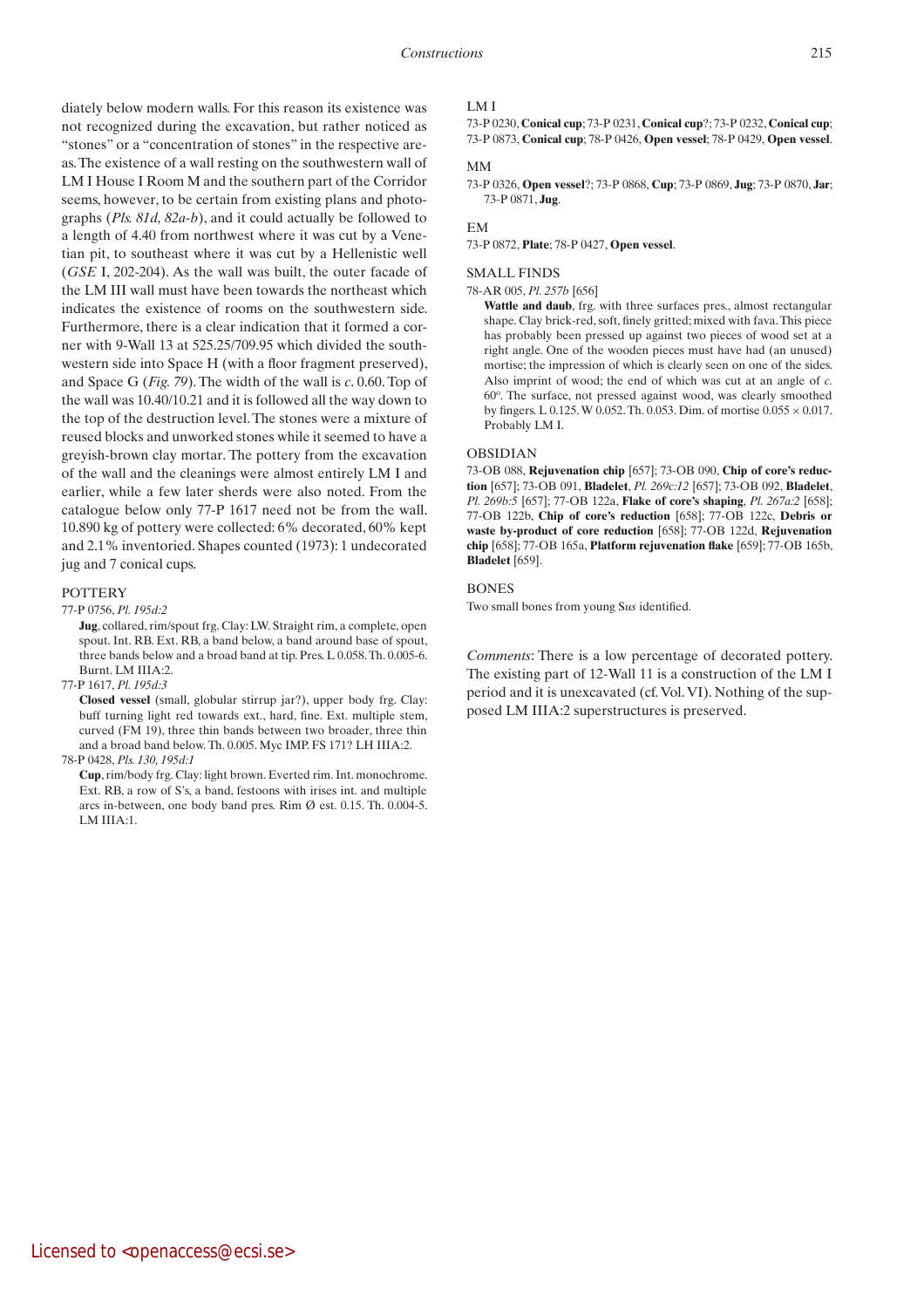diately below modern walls. For this reason its existence was not recognized during the excavation, but rather noticed as "stones" or a "concentration of stones" in the respective areas. The existence of a wall resting on the southwestern wall of LM I House I Room M and the southern part of the Corridor seems, however, to be certain from existing plans and photographs (*Pls. 81d, 82a-b*), and it could actually be followed to a length of 4.40 from northwest where it was cut by a Venetian pit, to southeast where it was cut by a Hellenistic well (*GSE* I, 202-204). As the wall was built, the outer facade of the LM III wall must have been towards the northeast which indicates the existence of rooms on the southwestern side. Furthermore, there is a clear indication that it formed a corner with 9-Wall 13 at 525.25/709.95 which divided the southwestern side into Space H (with a floor fragment preserved), and Space G (*Fig. 79*). The width of the wall is *c*. 0.60. Top of the wall was 10.40/10.21 and it is followed all the way down to the top of the destruction level. The stones were a mixture of reused blocks and unworked stones while it seemed to have a greyish-brown clay mortar. The pottery from the excavation of the wall and the cleanings were almost entirely LM I and earlier, while a few later sherds were also noted. From the catalogue below only 77-P 1617 need not be from the wall. 10.890 kg of pottery were collected: 6% decorated, 60% kept and 2.1% inventoried. Shapes counted (1973): 1 undecorated jug and 7 conical cups.

### POTTERY

77-P 0756, *Pl. 195d:2*

**Jug**, collared, rim/spout frg. Clay: LW. Straight rim, a complete, open spout. Int. RB. Ext. RB, a band below, a band around base of spout, three bands below and a broad band at tip. Pres. L 0.058. Th. 0.005-6. Burnt. LM IIIA:2.

77-P 1617, *Pl. 195d:3*

**Closed vessel** (small, globular stirrup jar?), upper body frg. Clay: buff turning light red towards ext., hard, fine. Ext. multiple stem, curved (FM 19), three thin bands between two broader, three thin and a broad band below. Th. 0.005. Myc IMP. FS 171? LH IIIA:2.

78-P 0428, *Pls. 130, 195d:1*

**Cup**, rim/body frg. Clay: light brown. Everted rim. Int. monochrome. Ext. RB, a row of S's, a band, festoons with irises int. and multiple arcs in-between, one body band pres. Rim Ø est. 0.15. Th. 0.004-5. LM IIIA:1.

### LM I

73-P 0230, **Conical cup**; 73-P 0231, **Conical cup**?; 73-P 0232, **Conical cup**; 73-P 0873, **Conical cup**; 78-P 0426, **Open vessel**; 78-P 0429, **Open vessel**.

### MM

73-P 0326, **Open vessel**?; 73-P 0868, **Cup**; 73-P 0869, **Jug**; 73-P 0870, **Jar**; 73-P 0871, **Jug**.

### EM

73-P 0872, **Plate**; 78-P 0427, **Open vessel**.

### SMALL FINDS

78-AR 005, *Pl. 257b* [656]

**Wattle and daub**, frg. with three surfaces pres., almost rectangular shape. Clay brick-red, soft, finely gritted; mixed with fava. This piece has probably been pressed up against two pieces of wood set at a right angle. One of the wooden pieces must have had (an unused) mortise; the impression of which is clearly seen on one of the sides. Also imprint of wood; the end of which was cut at an angle of *c*. 60°. The surface, not pressed against wood, was clearly smoothed by fingers. L 0.125. W 0.052. Th. 0.053. Dim. of mortise 0.055 × 0.017. Probably LM I.

### OBSIDIAN

73-OB 088, **Rejuvenation chip** [657]; 73-OB 090, **Chip of core's reduction** [657]; 73-OB 091, **Bladelet**, *Pl. 269c:12* [657]; 73-OB 092, **Bladelet**, *Pl. 269b:5* [657]; 77-OB 122a, **Flake of core's shaping**, *Pl. 267a:2* [658]; 77-OB 122b, **Chip of core's reduction** [658]; 77-OB 122c, **Debris or waste by-product of core reduction** [658]; 77-OB 122d, **Rejuvenation chip** [658]; 77-OB 165a, **Platform rejuvenation flake** [659]; 77-OB 165b, **Bladelet** [659].

### BONES

Two small bones from young S*us* identified.

*Comments*: There is a low percentage of decorated pottery. The existing part of 12-Wall 11 is a construction of the LM I period and it is unexcavated (cf. Vol. VI). Nothing of the supposed LM IIIA:2 superstructures is preserved.